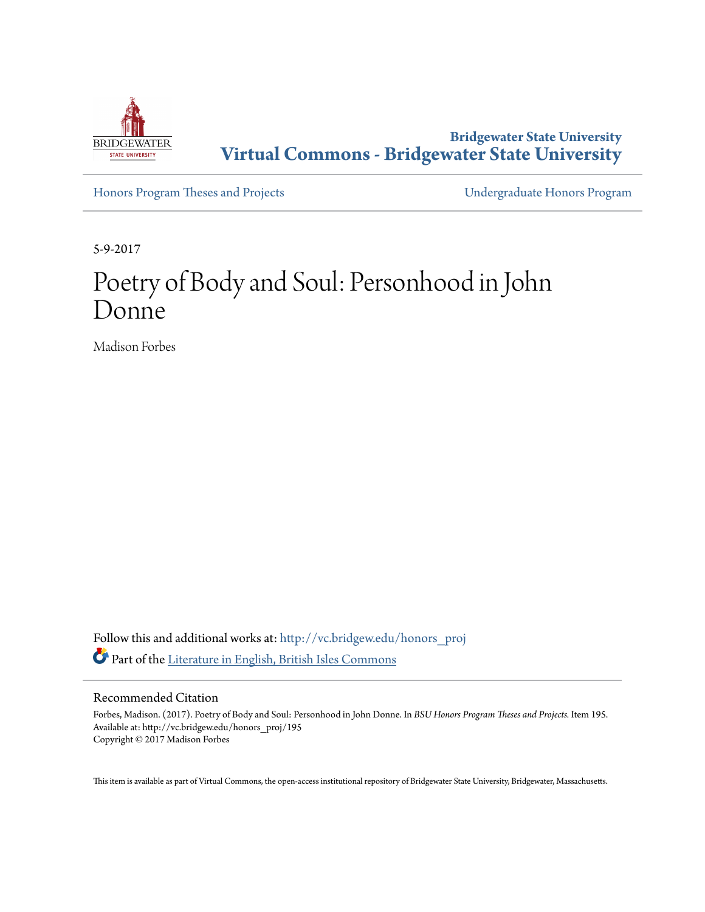Bridgewater State University

# Virtual Commons - Bridgewater State University

Honors Program Theses and Projects | Undergraduate Honors Program

5-9-2017

# Poetry of Body and Soul: Personhood in John Donne

Madison Forbes

Follow this and additional works at: http://vc.bridgew.edu/honors_proj

Part of the Literature in English, British Isles Commons

## Recommended Citation

Forbes, Madison. (2017). Poetry of Body and Soul: Personhood in John Donne. In *BSU Honors Program Theses and Projects.* Item 195. Available at: http://vc.bridgew.edu/honors_proj/195
Copyright © 2017 Madison Forbes

This item is available as part of Virtual Commons, the open-access institutional repository of Bridgewater State University, Bridgewater, Massachusetts.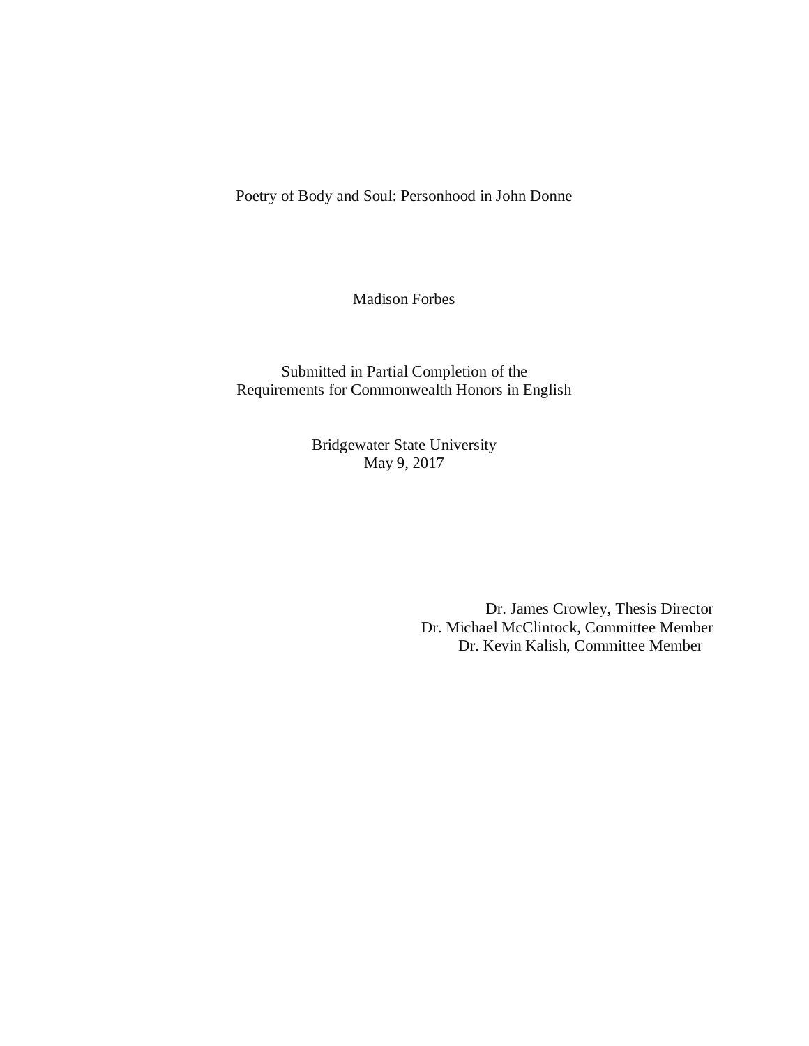# Poetry of Body and Soul: Personhood in John Donne

Madison Forbes

Submitted in Partial Completion of the
Requirements for Commonwealth Honors in English

Bridgewater State University
May 9, 2017

Dr. James Crowley, Thesis Director
Dr. Michael McClintock, Committee Member
Dr. Kevin Kalish, Committee Member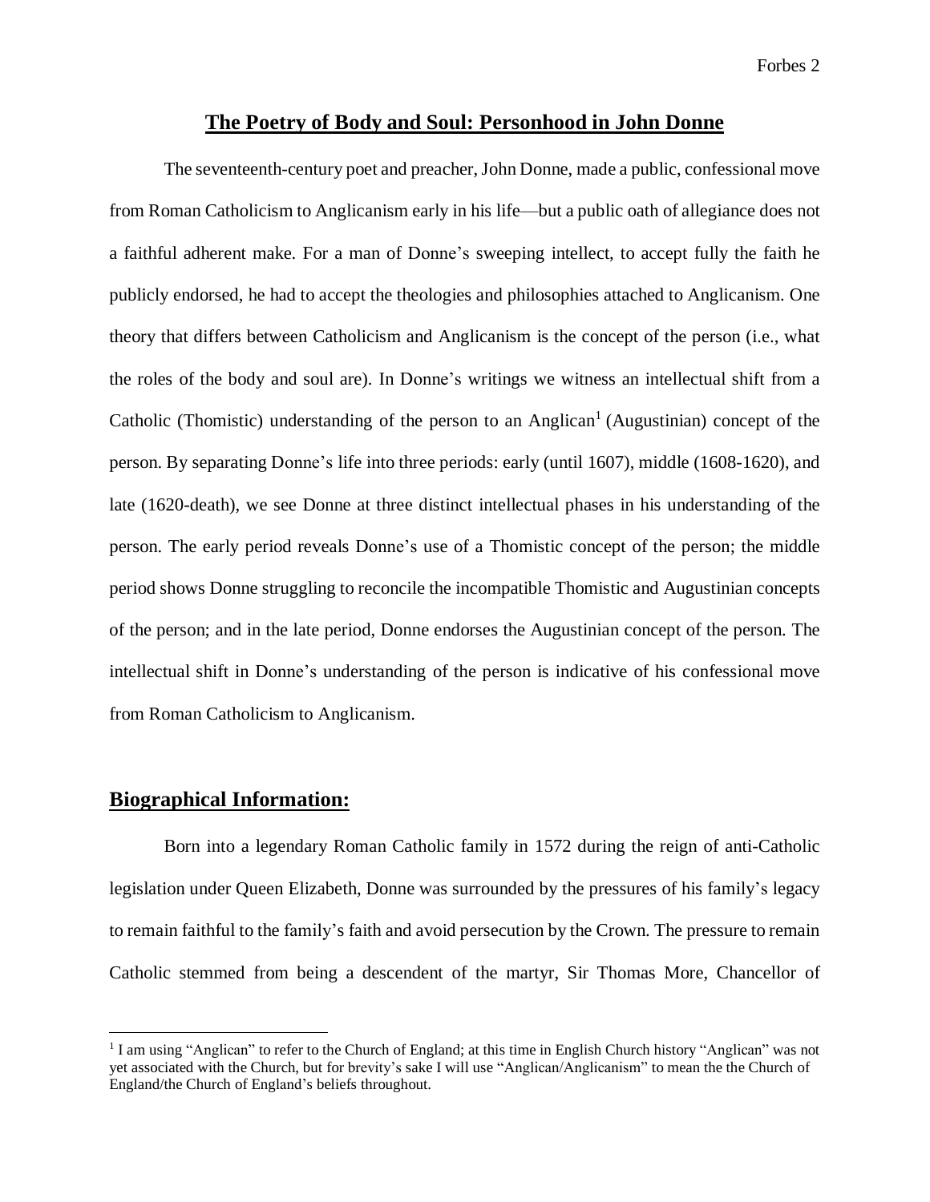# The Poetry of Body and Soul: Personhood in John Donne

The seventeenth-century poet and preacher, John Donne, made a public, confessional move from Roman Catholicism to Anglicanism early in his life—but a public oath of allegiance does not a faithful adherent make. For a man of Donne's sweeping intellect, to accept fully the faith he publicly endorsed, he had to accept the theologies and philosophies attached to Anglicanism. One theory that differs between Catholicism and Anglicanism is the concept of the person (i.e., what the roles of the body and soul are). In Donne's writings we witness an intellectual shift from a Catholic (Thomistic) understanding of the person to an Anglican[1] (Augustinian) concept of the person. By separating Donne's life into three periods: early (until 1607), middle (1608-1620), and late (1620-death), we see Donne at three distinct intellectual phases in his understanding of the person. The early period reveals Donne's use of a Thomistic concept of the person; the middle period shows Donne struggling to reconcile the incompatible Thomistic and Augustinian concepts of the person; and in the late period, Donne endorses the Augustinian concept of the person. The intellectual shift in Donne's understanding of the person is indicative of his confessional move from Roman Catholicism to Anglicanism.

## Biographical Information:

Born into a legendary Roman Catholic family in 1572 during the reign of anti-Catholic legislation under Queen Elizabeth, Donne was surrounded by the pressures of his family's legacy to remain faithful to the family's faith and avoid persecution by the Crown. The pressure to remain Catholic stemmed from being a descendent of the martyr, Sir Thomas More, Chancellor of

[1] I am using "Anglican" to refer to the Church of England; at this time in English Church history "Anglican" was not yet associated with the Church, but for brevity's sake I will use "Anglican/Anglicanism" to mean the the Church of England/the Church of England's beliefs throughout.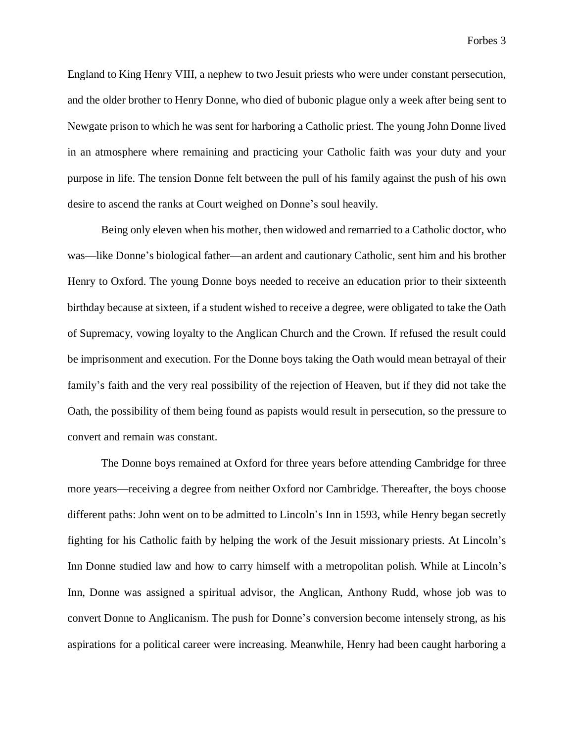England to King Henry VIII, a nephew to two Jesuit priests who were under constant persecution, and the older brother to Henry Donne, who died of bubonic plague only a week after being sent to Newgate prison to which he was sent for harboring a Catholic priest. The young John Donne lived in an atmosphere where remaining and practicing your Catholic faith was your duty and your purpose in life. The tension Donne felt between the pull of his family against the push of his own desire to ascend the ranks at Court weighed on Donne's soul heavily.

Being only eleven when his mother, then widowed and remarried to a Catholic doctor, who was—like Donne's biological father—an ardent and cautionary Catholic, sent him and his brother Henry to Oxford. The young Donne boys needed to receive an education prior to their sixteenth birthday because at sixteen, if a student wished to receive a degree, were obligated to take the Oath of Supremacy, vowing loyalty to the Anglican Church and the Crown. If refused the result could be imprisonment and execution. For the Donne boys taking the Oath would mean betrayal of their family's faith and the very real possibility of the rejection of Heaven, but if they did not take the Oath, the possibility of them being found as papists would result in persecution, so the pressure to convert and remain was constant.

The Donne boys remained at Oxford for three years before attending Cambridge for three more years—receiving a degree from neither Oxford nor Cambridge. Thereafter, the boys choose different paths: John went on to be admitted to Lincoln's Inn in 1593, while Henry began secretly fighting for his Catholic faith by helping the work of the Jesuit missionary priests. At Lincoln's Inn Donne studied law and how to carry himself with a metropolitan polish. While at Lincoln's Inn, Donne was assigned a spiritual advisor, the Anglican, Anthony Rudd, whose job was to convert Donne to Anglicanism. The push for Donne's conversion become intensely strong, as his aspirations for a political career were increasing. Meanwhile, Henry had been caught harboring a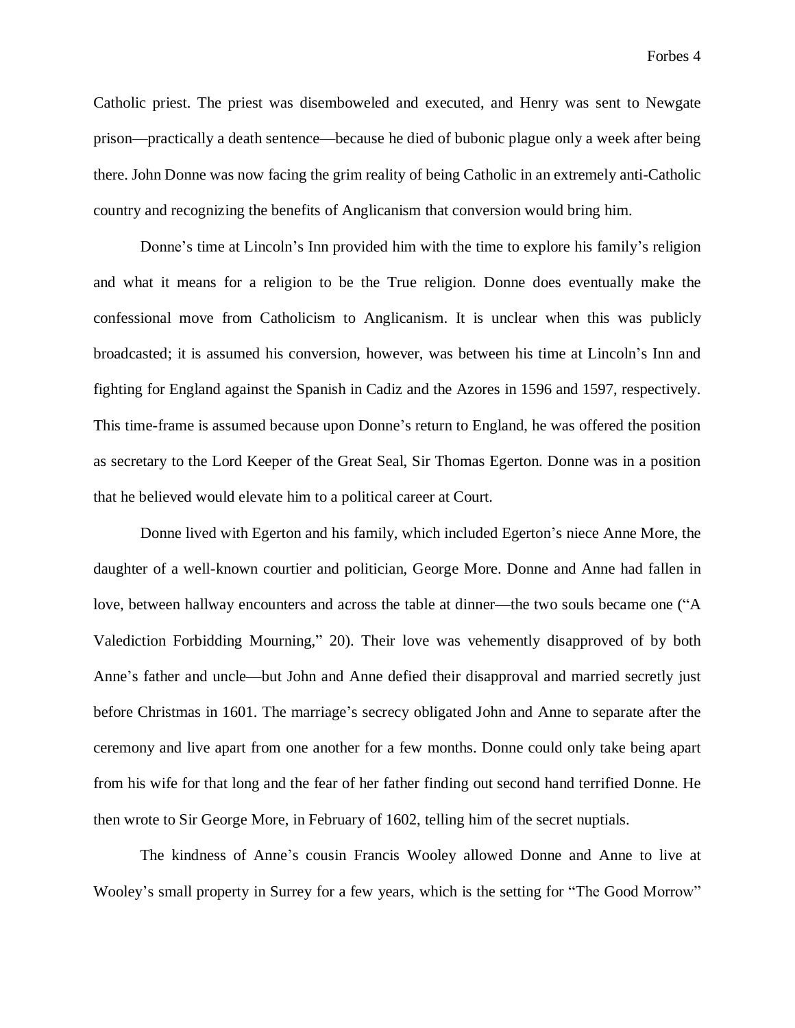Catholic priest. The priest was disemboweled and executed, and Henry was sent to Newgate prison—practically a death sentence—because he died of bubonic plague only a week after being there. John Donne was now facing the grim reality of being Catholic in an extremely anti-Catholic country and recognizing the benefits of Anglicanism that conversion would bring him.

Donne's time at Lincoln's Inn provided him with the time to explore his family's religion and what it means for a religion to be the True religion. Donne does eventually make the confessional move from Catholicism to Anglicanism. It is unclear when this was publicly broadcasted; it is assumed his conversion, however, was between his time at Lincoln's Inn and fighting for England against the Spanish in Cadiz and the Azores in 1596 and 1597, respectively. This time-frame is assumed because upon Donne's return to England, he was offered the position as secretary to the Lord Keeper of the Great Seal, Sir Thomas Egerton. Donne was in a position that he believed would elevate him to a political career at Court.

Donne lived with Egerton and his family, which included Egerton's niece Anne More, the daughter of a well-known courtier and politician, George More. Donne and Anne had fallen in love, between hallway encounters and across the table at dinner—the two souls became one ("A Valediction Forbidding Mourning," 20). Their love was vehemently disapproved of by both Anne's father and uncle—but John and Anne defied their disapproval and married secretly just before Christmas in 1601. The marriage's secrecy obligated John and Anne to separate after the ceremony and live apart from one another for a few months. Donne could only take being apart from his wife for that long and the fear of her father finding out second hand terrified Donne. He then wrote to Sir George More, in February of 1602, telling him of the secret nuptials.

The kindness of Anne's cousin Francis Wooley allowed Donne and Anne to live at Wooley's small property in Surrey for a few years, which is the setting for "The Good Morrow"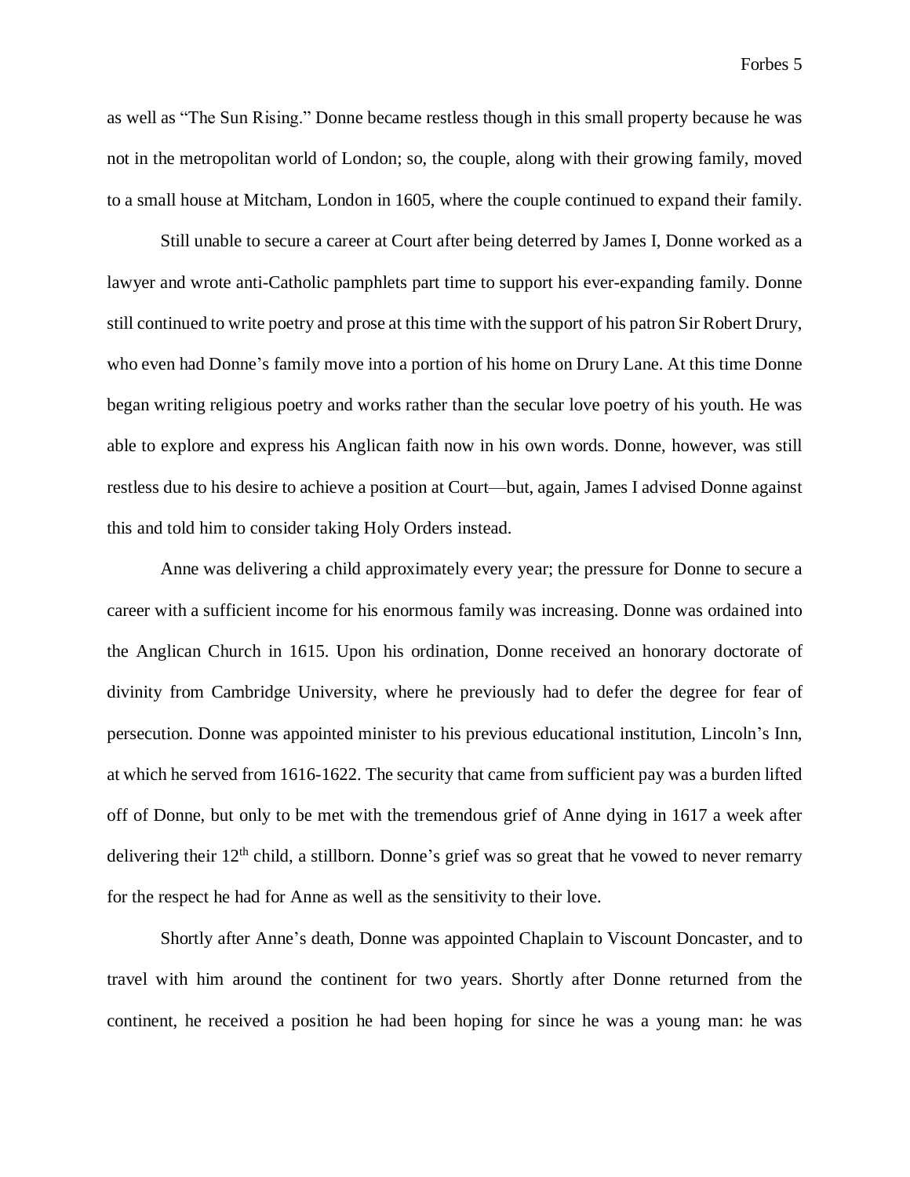as well as "The Sun Rising." Donne became restless though in this small property because he was not in the metropolitan world of London; so, the couple, along with their growing family, moved to a small house at Mitcham, London in 1605, where the couple continued to expand their family.

Still unable to secure a career at Court after being deterred by James I, Donne worked as a lawyer and wrote anti-Catholic pamphlets part time to support his ever-expanding family. Donne still continued to write poetry and prose at this time with the support of his patron Sir Robert Drury, who even had Donne's family move into a portion of his home on Drury Lane. At this time Donne began writing religious poetry and works rather than the secular love poetry of his youth. He was able to explore and express his Anglican faith now in his own words. Donne, however, was still restless due to his desire to achieve a position at Court—but, again, James I advised Donne against this and told him to consider taking Holy Orders instead.

Anne was delivering a child approximately every year; the pressure for Donne to secure a career with a sufficient income for his enormous family was increasing. Donne was ordained into the Anglican Church in 1615. Upon his ordination, Donne received an honorary doctorate of divinity from Cambridge University, where he previously had to defer the degree for fear of persecution. Donne was appointed minister to his previous educational institution, Lincoln's Inn, at which he served from 1616-1622. The security that came from sufficient pay was a burden lifted off of Donne, but only to be met with the tremendous grief of Anne dying in 1617 a week after delivering their 12th child, a stillborn. Donne's grief was so great that he vowed to never remarry for the respect he had for Anne as well as the sensitivity to their love.

Shortly after Anne's death, Donne was appointed Chaplain to Viscount Doncaster, and to travel with him around the continent for two years. Shortly after Donne returned from the continent, he received a position he had been hoping for since he was a young man: he was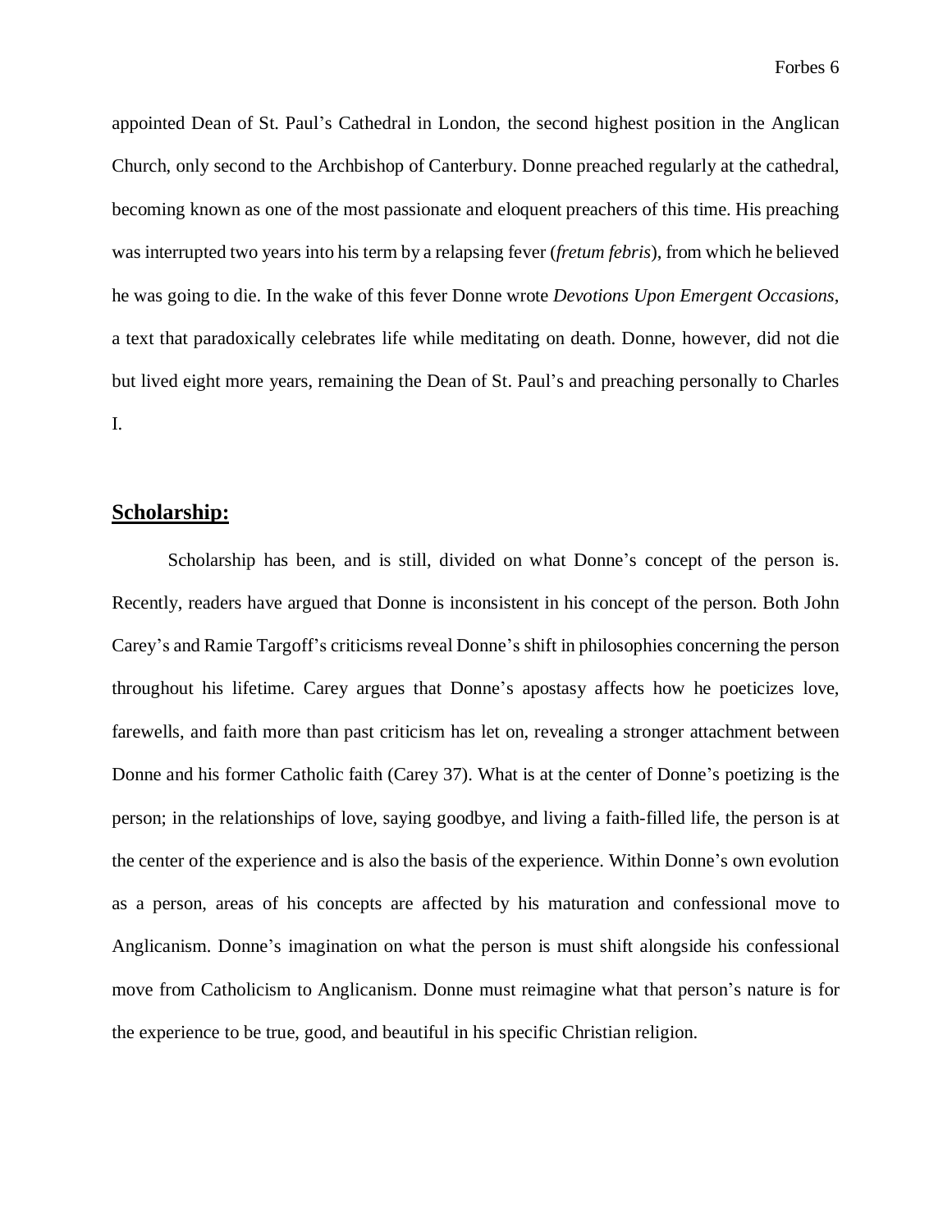appointed Dean of St. Paul's Cathedral in London, the second highest position in the Anglican Church, only second to the Archbishop of Canterbury. Donne preached regularly at the cathedral, becoming known as one of the most passionate and eloquent preachers of this time. His preaching was interrupted two years into his term by a relapsing fever (*fretum febris*), from which he believed he was going to die. In the wake of this fever Donne wrote *Devotions Upon Emergent Occasions*, a text that paradoxically celebrates life while meditating on death. Donne, however, did not die but lived eight more years, remaining the Dean of St. Paul's and preaching personally to Charles I.

## **Scholarship:**

Scholarship has been, and is still, divided on what Donne's concept of the person is. Recently, readers have argued that Donne is inconsistent in his concept of the person. Both John Carey's and Ramie Targoff's criticisms reveal Donne's shift in philosophies concerning the person throughout his lifetime. Carey argues that Donne's apostasy affects how he poeticizes love, farewells, and faith more than past criticism has let on, revealing a stronger attachment between Donne and his former Catholic faith (Carey 37). What is at the center of Donne's poetizing is the person; in the relationships of love, saying goodbye, and living a faith-filled life, the person is at the center of the experience and is also the basis of the experience. Within Donne's own evolution as a person, areas of his concepts are affected by his maturation and confessional move to Anglicanism. Donne's imagination on what the person is must shift alongside his confessional move from Catholicism to Anglicanism. Donne must reimagine what that person's nature is for the experience to be true, good, and beautiful in his specific Christian religion.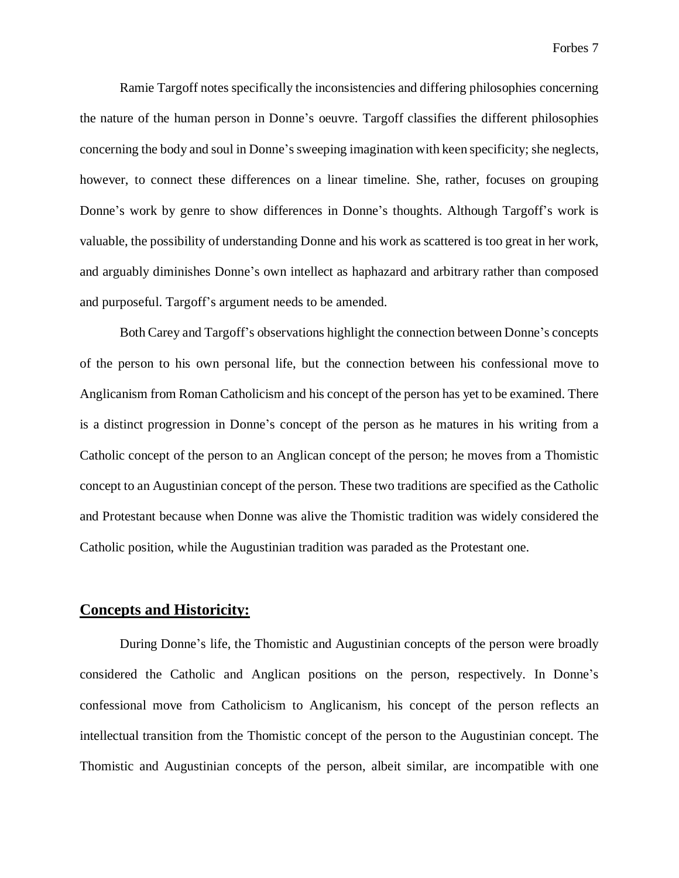Ramie Targoff notes specifically the inconsistencies and differing philosophies concerning the nature of the human person in Donne's oeuvre. Targoff classifies the different philosophies concerning the body and soul in Donne's sweeping imagination with keen specificity; she neglects, however, to connect these differences on a linear timeline. She, rather, focuses on grouping Donne's work by genre to show differences in Donne's thoughts. Although Targoff's work is valuable, the possibility of understanding Donne and his work as scattered is too great in her work, and arguably diminishes Donne's own intellect as haphazard and arbitrary rather than composed and purposeful. Targoff's argument needs to be amended.

Both Carey and Targoff's observations highlight the connection between Donne's concepts of the person to his own personal life, but the connection between his confessional move to Anglicanism from Roman Catholicism and his concept of the person has yet to be examined. There is a distinct progression in Donne's concept of the person as he matures in his writing from a Catholic concept of the person to an Anglican concept of the person; he moves from a Thomistic concept to an Augustinian concept of the person. These two traditions are specified as the Catholic and Protestant because when Donne was alive the Thomistic tradition was widely considered the Catholic position, while the Augustinian tradition was paraded as the Protestant one.

## **Concepts and Historicity:**

During Donne's life, the Thomistic and Augustinian concepts of the person were broadly considered the Catholic and Anglican positions on the person, respectively. In Donne's confessional move from Catholicism to Anglicanism, his concept of the person reflects an intellectual transition from the Thomistic concept of the person to the Augustinian concept. The Thomistic and Augustinian concepts of the person, albeit similar, are incompatible with one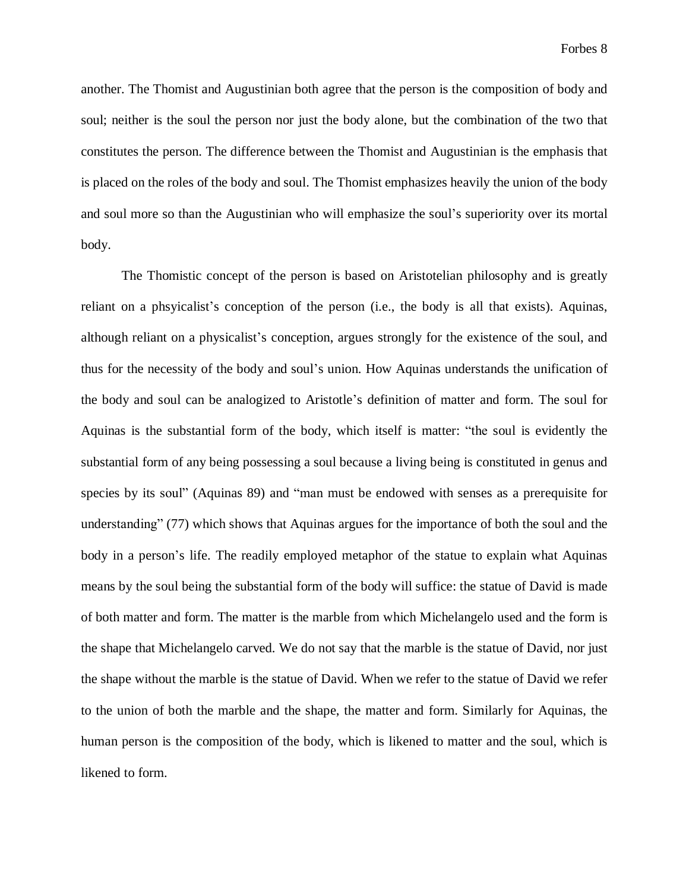another. The Thomist and Augustinian both agree that the person is the composition of body and soul; neither is the soul the person nor just the body alone, but the combination of the two that constitutes the person. The difference between the Thomist and Augustinian is the emphasis that is placed on the roles of the body and soul. The Thomist emphasizes heavily the union of the body and soul more so than the Augustinian who will emphasize the soul's superiority over its mortal body.

The Thomistic concept of the person is based on Aristotelian philosophy and is greatly reliant on a phsyicalist's conception of the person (i.e., the body is all that exists). Aquinas, although reliant on a physicalist's conception, argues strongly for the existence of the soul, and thus for the necessity of the body and soul's union. How Aquinas understands the unification of the body and soul can be analogized to Aristotle's definition of matter and form. The soul for Aquinas is the substantial form of the body, which itself is matter: "the soul is evidently the substantial form of any being possessing a soul because a living being is constituted in genus and species by its soul" (Aquinas 89) and "man must be endowed with senses as a prerequisite for understanding" (77) which shows that Aquinas argues for the importance of both the soul and the body in a person's life. The readily employed metaphor of the statue to explain what Aquinas means by the soul being the substantial form of the body will suffice: the statue of David is made of both matter and form. The matter is the marble from which Michelangelo used and the form is the shape that Michelangelo carved. We do not say that the marble is the statue of David, nor just the shape without the marble is the statue of David. When we refer to the statue of David we refer to the union of both the marble and the shape, the matter and form. Similarly for Aquinas, the human person is the composition of the body, which is likened to matter and the soul, which is likened to form.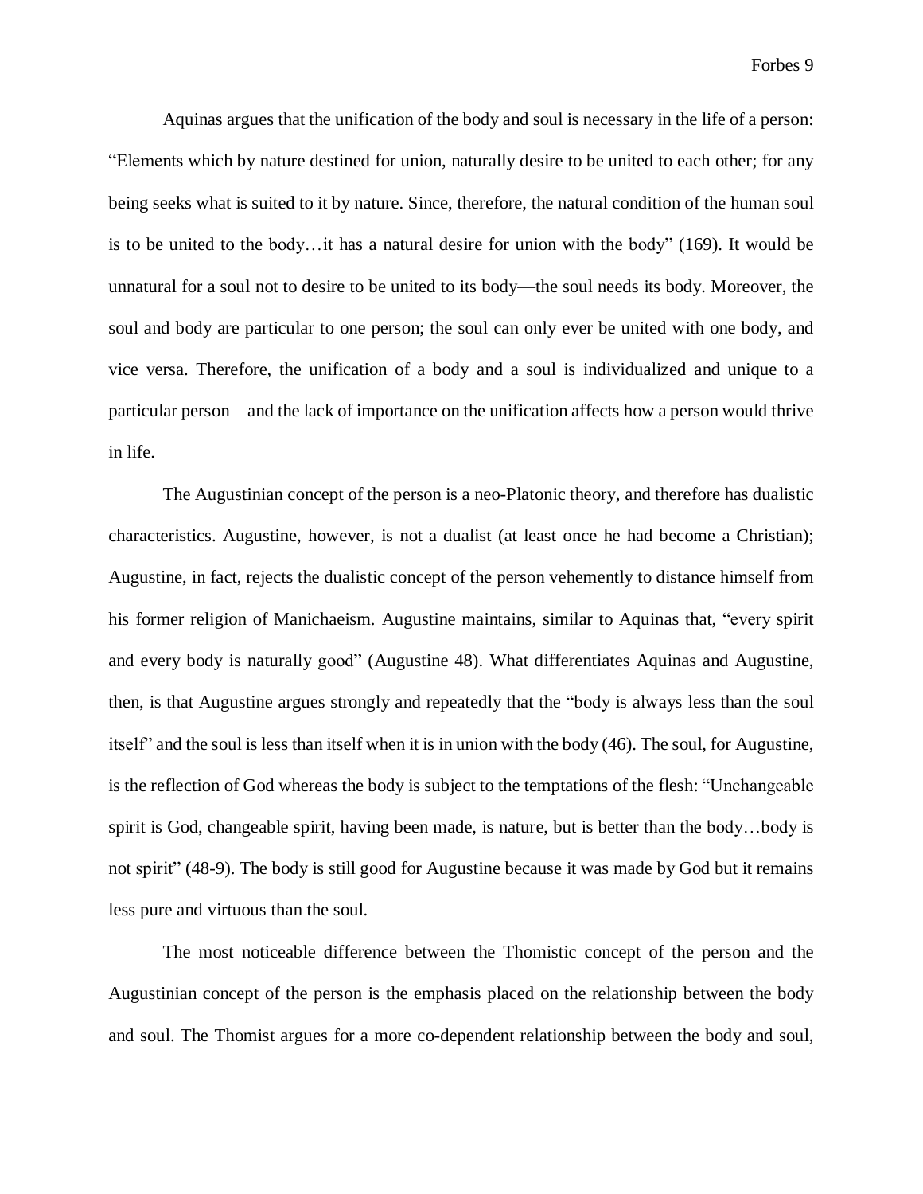Aquinas argues that the unification of the body and soul is necessary in the life of a person: "Elements which by nature destined for union, naturally desire to be united to each other; for any being seeks what is suited to it by nature. Since, therefore, the natural condition of the human soul is to be united to the body…it has a natural desire for union with the body" (169). It would be unnatural for a soul not to desire to be united to its body—the soul needs its body. Moreover, the soul and body are particular to one person; the soul can only ever be united with one body, and vice versa. Therefore, the unification of a body and a soul is individualized and unique to a particular person—and the lack of importance on the unification affects how a person would thrive in life.

The Augustinian concept of the person is a neo-Platonic theory, and therefore has dualistic characteristics. Augustine, however, is not a dualist (at least once he had become a Christian); Augustine, in fact, rejects the dualistic concept of the person vehemently to distance himself from his former religion of Manichaeism. Augustine maintains, similar to Aquinas that, "every spirit and every body is naturally good" (Augustine 48). What differentiates Aquinas and Augustine, then, is that Augustine argues strongly and repeatedly that the "body is always less than the soul itself" and the soul is less than itself when it is in union with the body (46). The soul, for Augustine, is the reflection of God whereas the body is subject to the temptations of the flesh: "Unchangeable spirit is God, changeable spirit, having been made, is nature, but is better than the body…body is not spirit" (48-9). The body is still good for Augustine because it was made by God but it remains less pure and virtuous than the soul.

The most noticeable difference between the Thomistic concept of the person and the Augustinian concept of the person is the emphasis placed on the relationship between the body and soul. The Thomist argues for a more co-dependent relationship between the body and soul,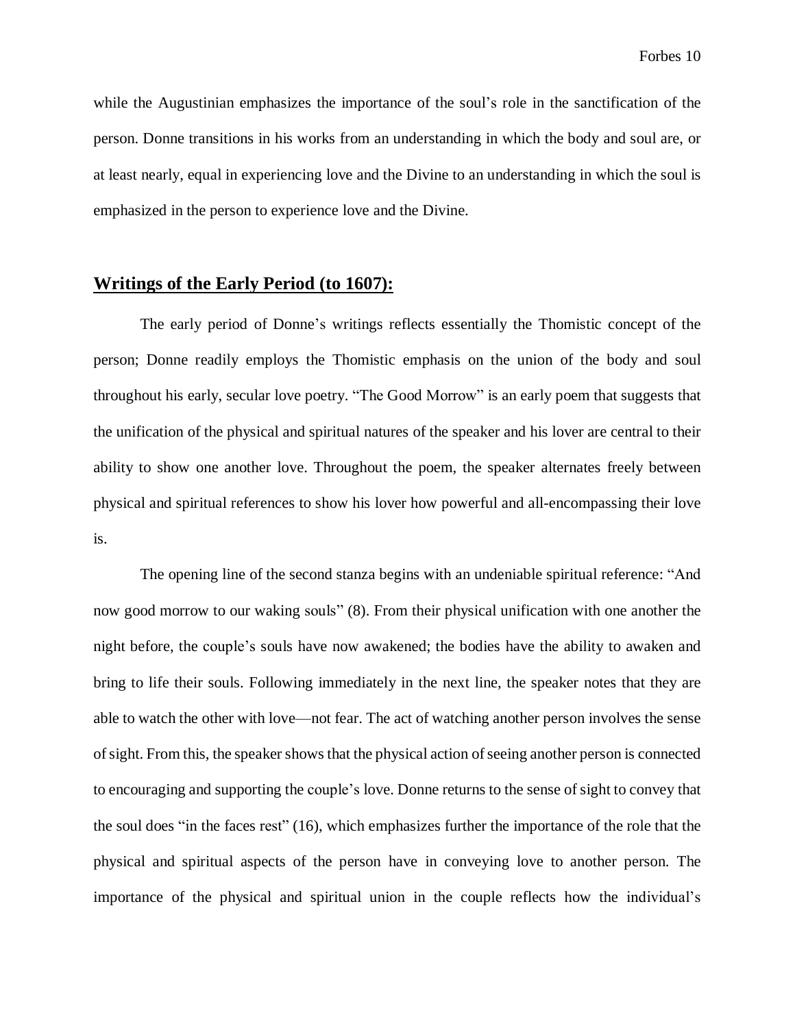while the Augustinian emphasizes the importance of the soul's role in the sanctification of the person. Donne transitions in his works from an understanding in which the body and soul are, or at least nearly, equal in experiencing love and the Divine to an understanding in which the soul is emphasized in the person to experience love and the Divine.

## Writings of the Early Period (to 1607):

The early period of Donne's writings reflects essentially the Thomistic concept of the person; Donne readily employs the Thomistic emphasis on the union of the body and soul throughout his early, secular love poetry. "The Good Morrow" is an early poem that suggests that the unification of the physical and spiritual natures of the speaker and his lover are central to their ability to show one another love. Throughout the poem, the speaker alternates freely between physical and spiritual references to show his lover how powerful and all-encompassing their love is.

The opening line of the second stanza begins with an undeniable spiritual reference: "And now good morrow to our waking souls" (8). From their physical unification with one another the night before, the couple's souls have now awakened; the bodies have the ability to awaken and bring to life their souls. Following immediately in the next line, the speaker notes that they are able to watch the other with love—not fear. The act of watching another person involves the sense of sight. From this, the speaker shows that the physical action of seeing another person is connected to encouraging and supporting the couple's love. Donne returns to the sense of sight to convey that the soul does "in the faces rest" (16), which emphasizes further the importance of the role that the physical and spiritual aspects of the person have in conveying love to another person. The importance of the physical and spiritual union in the couple reflects how the individual's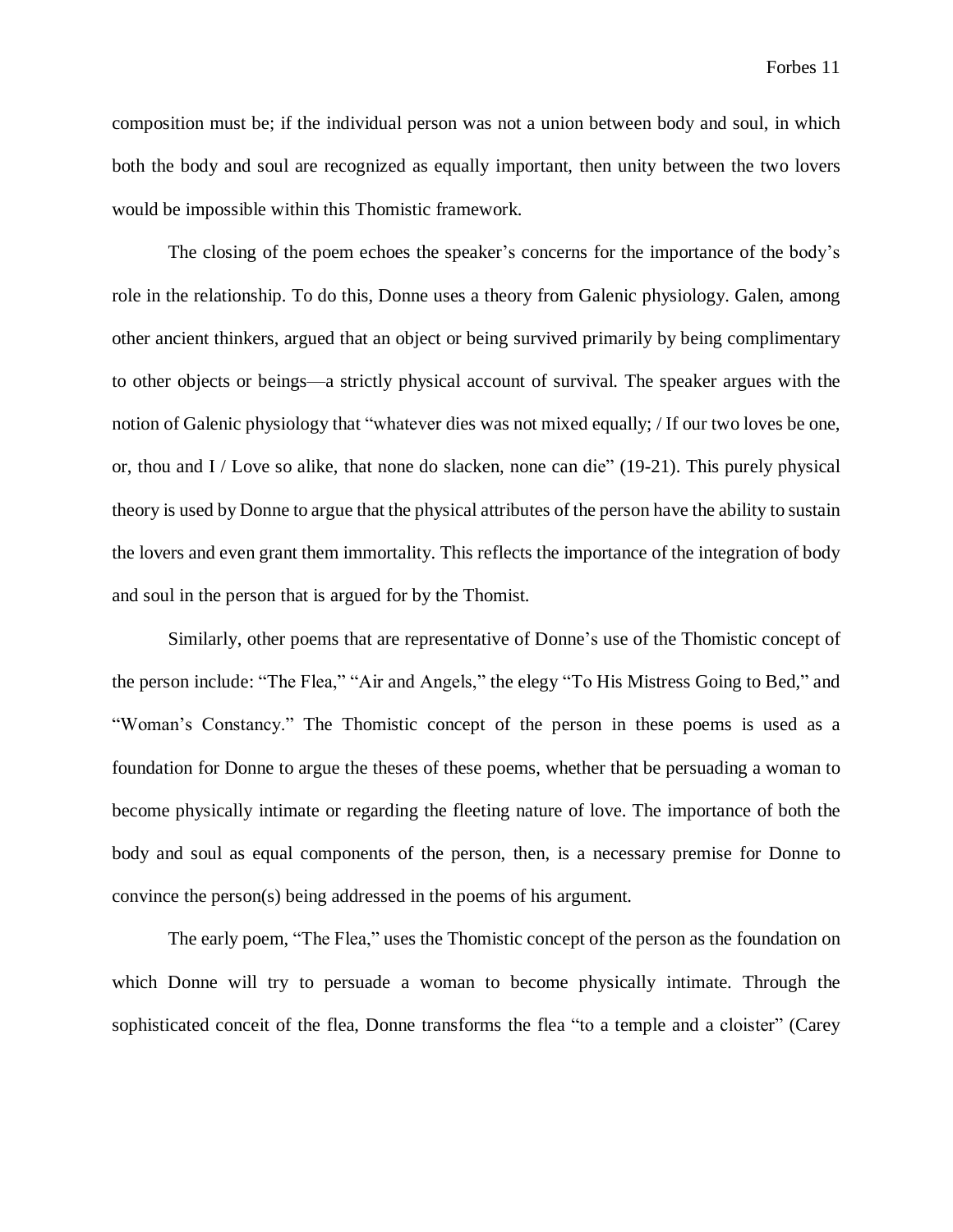composition must be; if the individual person was not a union between body and soul, in which both the body and soul are recognized as equally important, then unity between the two lovers would be impossible within this Thomistic framework.

The closing of the poem echoes the speaker's concerns for the importance of the body's role in the relationship. To do this, Donne uses a theory from Galenic physiology. Galen, among other ancient thinkers, argued that an object or being survived primarily by being complimentary to other objects or beings—a strictly physical account of survival. The speaker argues with the notion of Galenic physiology that "whatever dies was not mixed equally; / If our two loves be one, or, thou and I / Love so alike, that none do slacken, none can die" (19-21). This purely physical theory is used by Donne to argue that the physical attributes of the person have the ability to sustain the lovers and even grant them immortality. This reflects the importance of the integration of body and soul in the person that is argued for by the Thomist.

Similarly, other poems that are representative of Donne's use of the Thomistic concept of the person include: "The Flea," "Air and Angels," the elegy "To His Mistress Going to Bed," and "Woman's Constancy." The Thomistic concept of the person in these poems is used as a foundation for Donne to argue the theses of these poems, whether that be persuading a woman to become physically intimate or regarding the fleeting nature of love. The importance of both the body and soul as equal components of the person, then, is a necessary premise for Donne to convince the person(s) being addressed in the poems of his argument.

The early poem, "The Flea," uses the Thomistic concept of the person as the foundation on which Donne will try to persuade a woman to become physically intimate. Through the sophisticated conceit of the flea, Donne transforms the flea "to a temple and a cloister" (Carey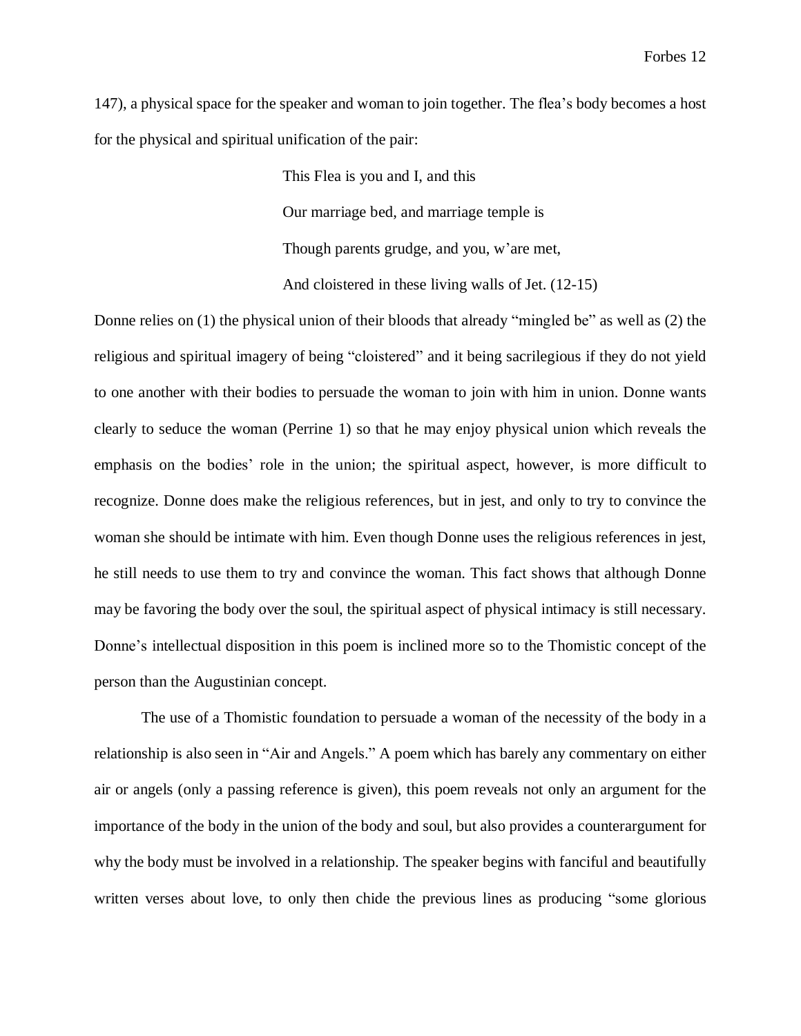147), a physical space for the speaker and woman to join together. The flea's body becomes a host for the physical and spiritual unification of the pair:

> This Flea is you and I, and this
>
> Our marriage bed, and marriage temple is
>
> Though parents grudge, and you, w'are met,
>
> And cloistered in these living walls of Jet. (12-15)

Donne relies on (1) the physical union of their bloods that already "mingled be" as well as (2) the religious and spiritual imagery of being "cloistered" and it being sacrilegious if they do not yield to one another with their bodies to persuade the woman to join with him in union. Donne wants clearly to seduce the woman (Perrine 1) so that he may enjoy physical union which reveals the emphasis on the bodies' role in the union; the spiritual aspect, however, is more difficult to recognize. Donne does make the religious references, but in jest, and only to try to convince the woman she should be intimate with him. Even though Donne uses the religious references in jest, he still needs to use them to try and convince the woman. This fact shows that although Donne may be favoring the body over the soul, the spiritual aspect of physical intimacy is still necessary. Donne's intellectual disposition in this poem is inclined more so to the Thomistic concept of the person than the Augustinian concept.

The use of a Thomistic foundation to persuade a woman of the necessity of the body in a relationship is also seen in "Air and Angels." A poem which has barely any commentary on either air or angels (only a passing reference is given), this poem reveals not only an argument for the importance of the body in the union of the body and soul, but also provides a counterargument for why the body must be involved in a relationship. The speaker begins with fanciful and beautifully written verses about love, to only then chide the previous lines as producing "some glorious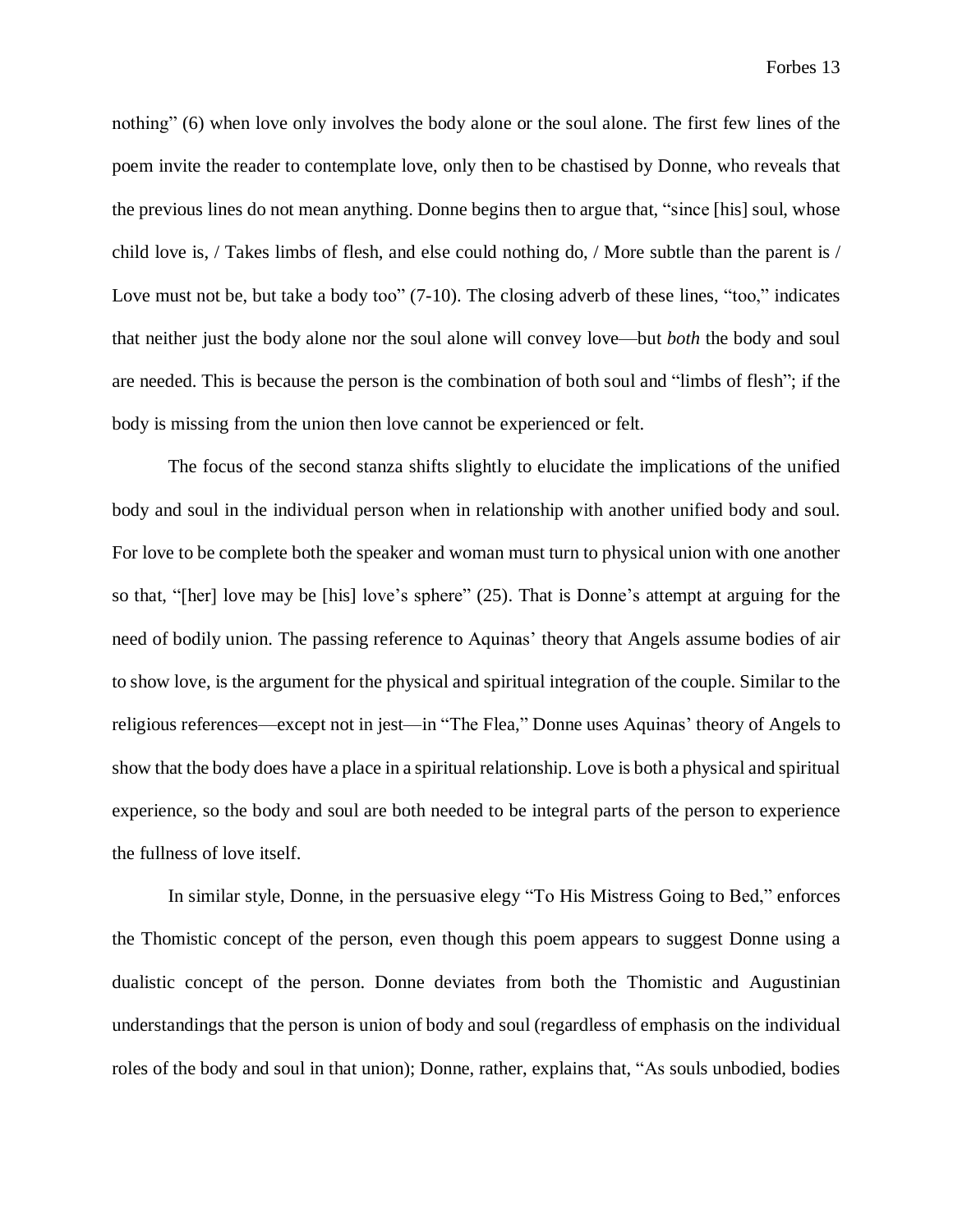nothing" (6) when love only involves the body alone or the soul alone. The first few lines of the poem invite the reader to contemplate love, only then to be chastised by Donne, who reveals that the previous lines do not mean anything. Donne begins then to argue that, "since [his] soul, whose child love is, / Takes limbs of flesh, and else could nothing do, / More subtle than the parent is / Love must not be, but take a body too" (7-10). The closing adverb of these lines, "too," indicates that neither just the body alone nor the soul alone will convey love—but *both* the body and soul are needed. This is because the person is the combination of both soul and "limbs of flesh"; if the body is missing from the union then love cannot be experienced or felt.

The focus of the second stanza shifts slightly to elucidate the implications of the unified body and soul in the individual person when in relationship with another unified body and soul. For love to be complete both the speaker and woman must turn to physical union with one another so that, "[her] love may be [his] love's sphere" (25). That is Donne's attempt at arguing for the need of bodily union. The passing reference to Aquinas' theory that Angels assume bodies of air to show love, is the argument for the physical and spiritual integration of the couple. Similar to the religious references—except not in jest—in "The Flea," Donne uses Aquinas' theory of Angels to show that the body does have a place in a spiritual relationship. Love is both a physical and spiritual experience, so the body and soul are both needed to be integral parts of the person to experience the fullness of love itself.

In similar style, Donne, in the persuasive elegy "To His Mistress Going to Bed," enforces the Thomistic concept of the person, even though this poem appears to suggest Donne using a dualistic concept of the person. Donne deviates from both the Thomistic and Augustinian understandings that the person is union of body and soul (regardless of emphasis on the individual roles of the body and soul in that union); Donne, rather, explains that, "As souls unbodied, bodies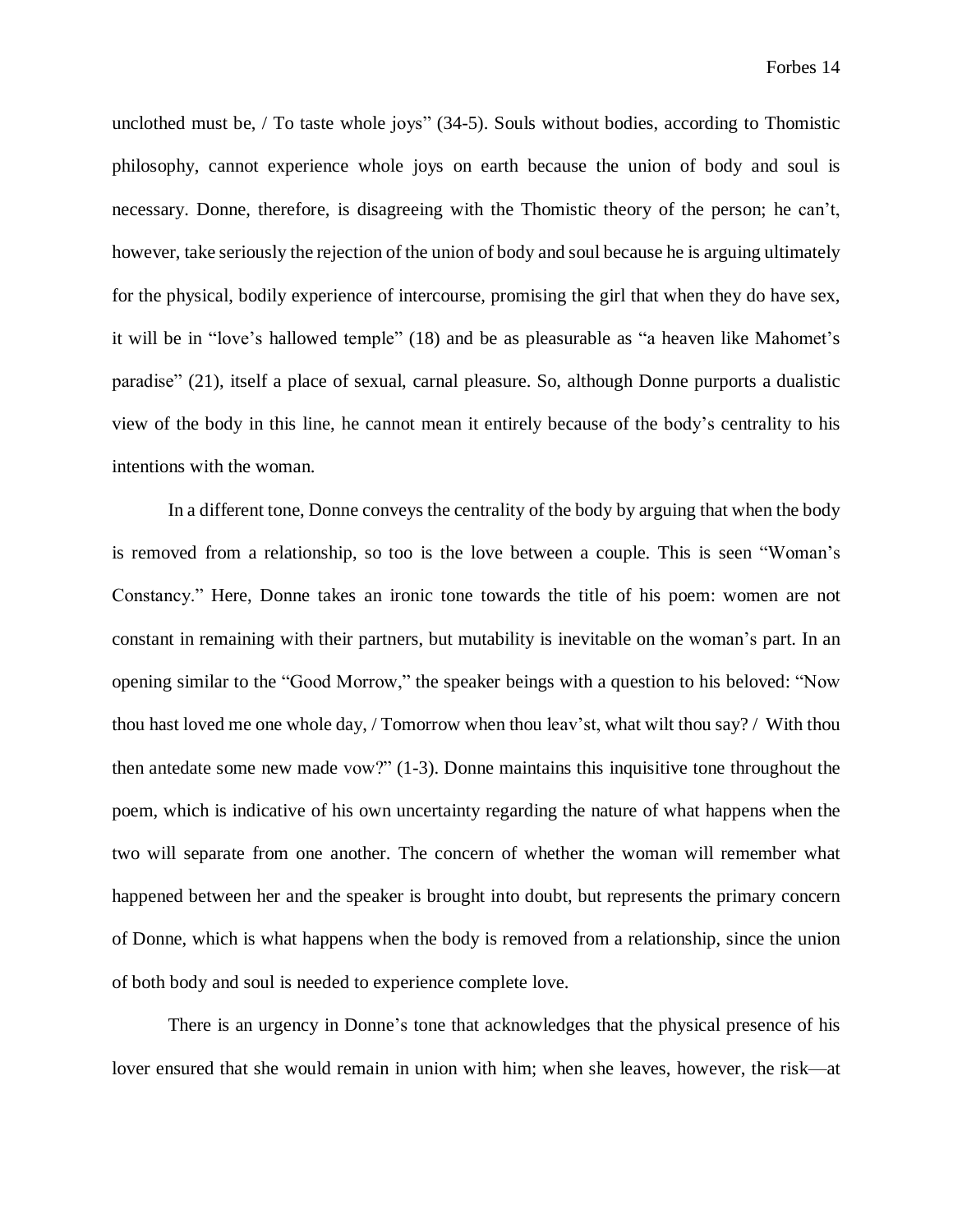unclothed must be, / To taste whole joys" (34-5). Souls without bodies, according to Thomistic philosophy, cannot experience whole joys on earth because the union of body and soul is necessary. Donne, therefore, is disagreeing with the Thomistic theory of the person; he can't, however, take seriously the rejection of the union of body and soul because he is arguing ultimately for the physical, bodily experience of intercourse, promising the girl that when they do have sex, it will be in "love's hallowed temple" (18) and be as pleasurable as "a heaven like Mahomet's paradise" (21), itself a place of sexual, carnal pleasure. So, although Donne purports a dualistic view of the body in this line, he cannot mean it entirely because of the body's centrality to his intentions with the woman.

In a different tone, Donne conveys the centrality of the body by arguing that when the body is removed from a relationship, so too is the love between a couple. This is seen "Woman's Constancy." Here, Donne takes an ironic tone towards the title of his poem: women are not constant in remaining with their partners, but mutability is inevitable on the woman's part. In an opening similar to the "Good Morrow," the speaker beings with a question to his beloved: "Now thou hast loved me one whole day, / Tomorrow when thou leav'st, what wilt thou say? / With thou then antedate some new made vow?" (1-3). Donne maintains this inquisitive tone throughout the poem, which is indicative of his own uncertainty regarding the nature of what happens when the two will separate from one another. The concern of whether the woman will remember what happened between her and the speaker is brought into doubt, but represents the primary concern of Donne, which is what happens when the body is removed from a relationship, since the union of both body and soul is needed to experience complete love.

There is an urgency in Donne's tone that acknowledges that the physical presence of his lover ensured that she would remain in union with him; when she leaves, however, the risk—at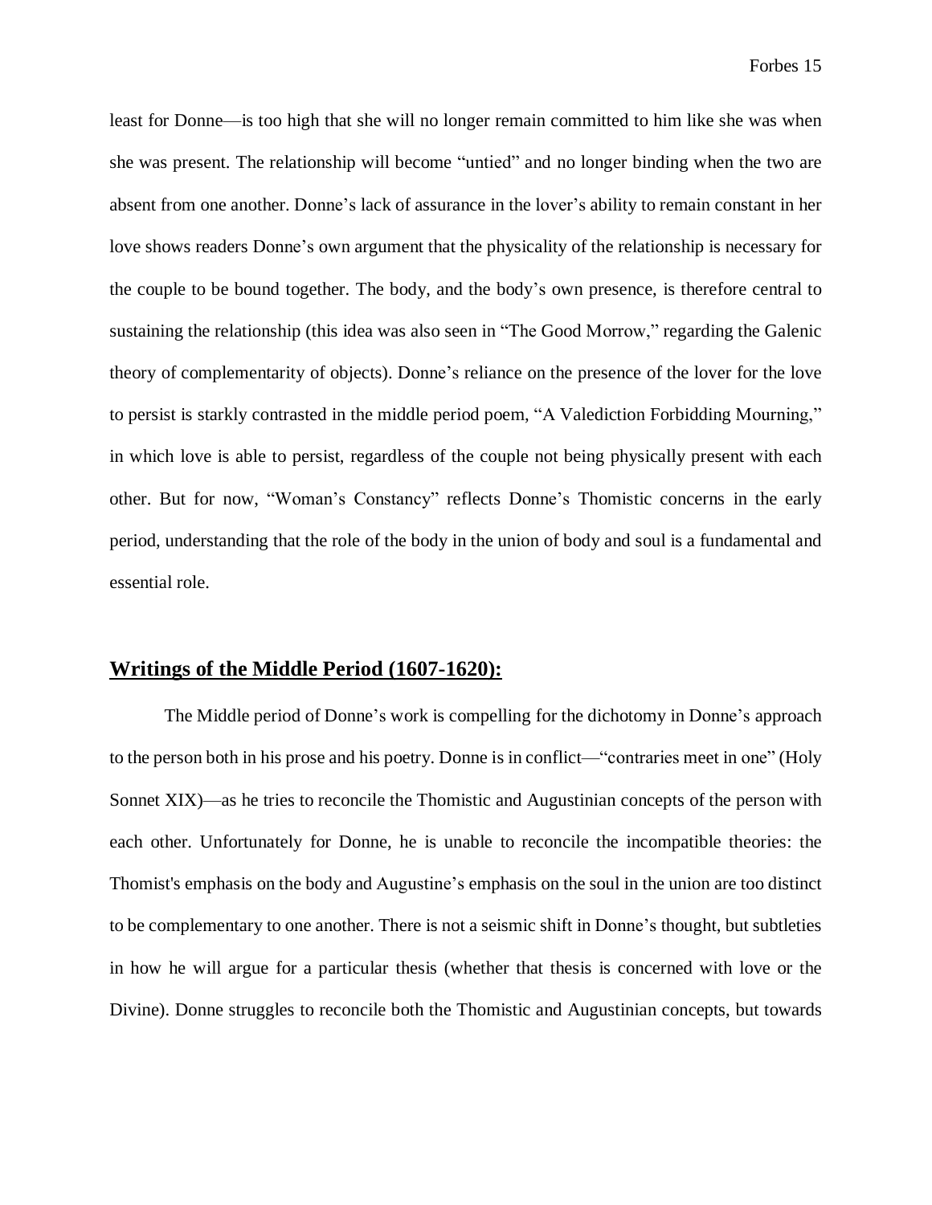least for Donne—is too high that she will no longer remain committed to him like she was when she was present. The relationship will become "untied" and no longer binding when the two are absent from one another. Donne's lack of assurance in the lover's ability to remain constant in her love shows readers Donne's own argument that the physicality of the relationship is necessary for the couple to be bound together. The body, and the body's own presence, is therefore central to sustaining the relationship (this idea was also seen in "The Good Morrow," regarding the Galenic theory of complementarity of objects). Donne's reliance on the presence of the lover for the love to persist is starkly contrasted in the middle period poem, "A Valediction Forbidding Mourning," in which love is able to persist, regardless of the couple not being physically present with each other. But for now, "Woman's Constancy" reflects Donne's Thomistic concerns in the early period, understanding that the role of the body in the union of body and soul is a fundamental and essential role.

## **Writings of the Middle Period (1607-1620):**

The Middle period of Donne's work is compelling for the dichotomy in Donne's approach to the person both in his prose and his poetry. Donne is in conflict—"contraries meet in one" (Holy Sonnet XIX)—as he tries to reconcile the Thomistic and Augustinian concepts of the person with each other. Unfortunately for Donne, he is unable to reconcile the incompatible theories: the Thomist's emphasis on the body and Augustine's emphasis on the soul in the union are too distinct to be complementary to one another. There is not a seismic shift in Donne's thought, but subtleties in how he will argue for a particular thesis (whether that thesis is concerned with love or the Divine). Donne struggles to reconcile both the Thomistic and Augustinian concepts, but towards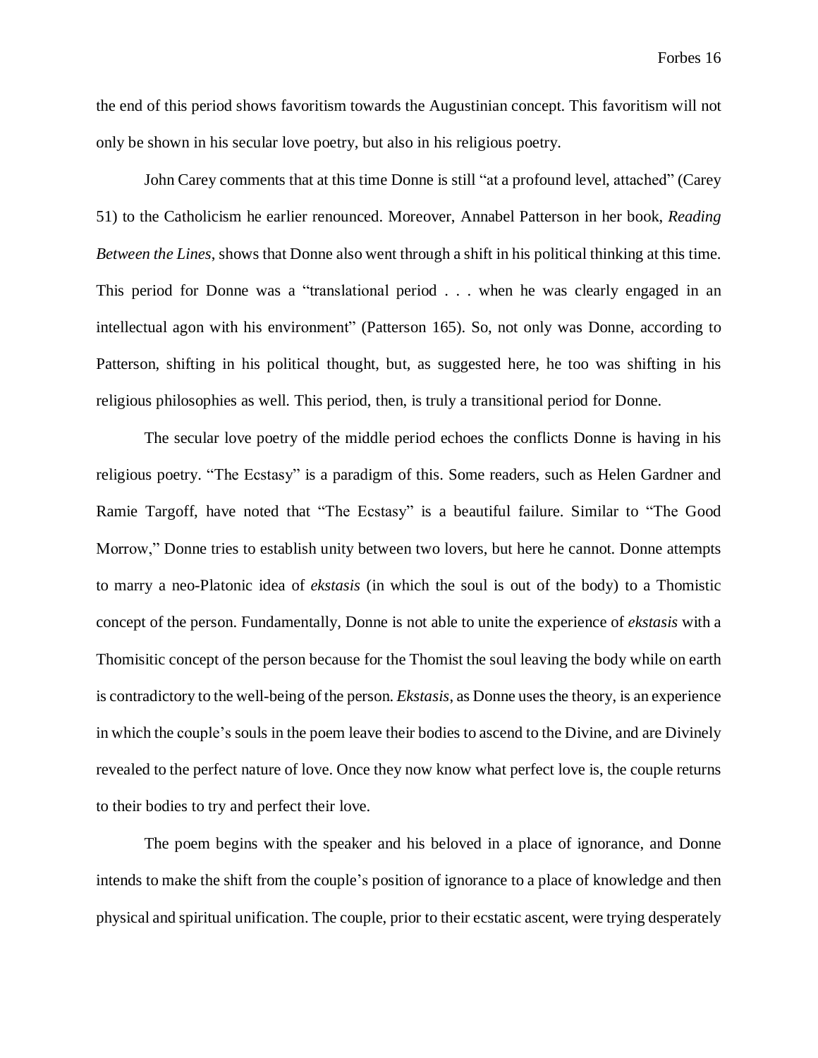the end of this period shows favoritism towards the Augustinian concept. This favoritism will not only be shown in his secular love poetry, but also in his religious poetry.

John Carey comments that at this time Donne is still "at a profound level, attached" (Carey 51) to the Catholicism he earlier renounced. Moreover, Annabel Patterson in her book, *Reading Between the Lines*, shows that Donne also went through a shift in his political thinking at this time. This period for Donne was a "translational period . . . when he was clearly engaged in an intellectual agon with his environment" (Patterson 165). So, not only was Donne, according to Patterson, shifting in his political thought, but, as suggested here, he too was shifting in his religious philosophies as well. This period, then, is truly a transitional period for Donne.

The secular love poetry of the middle period echoes the conflicts Donne is having in his religious poetry. "The Ecstasy" is a paradigm of this. Some readers, such as Helen Gardner and Ramie Targoff, have noted that "The Ecstasy" is a beautiful failure. Similar to "The Good Morrow," Donne tries to establish unity between two lovers, but here he cannot. Donne attempts to marry a neo-Platonic idea of *ekstasis* (in which the soul is out of the body) to a Thomistic concept of the person. Fundamentally, Donne is not able to unite the experience of *ekstasis* with a Thomisitic concept of the person because for the Thomist the soul leaving the body while on earth is contradictory to the well-being of the person. *Ekstasis*, as Donne uses the theory, is an experience in which the couple's souls in the poem leave their bodies to ascend to the Divine, and are Divinely revealed to the perfect nature of love. Once they now know what perfect love is, the couple returns to their bodies to try and perfect their love.

The poem begins with the speaker and his beloved in a place of ignorance, and Donne intends to make the shift from the couple's position of ignorance to a place of knowledge and then physical and spiritual unification. The couple, prior to their ecstatic ascent, were trying desperately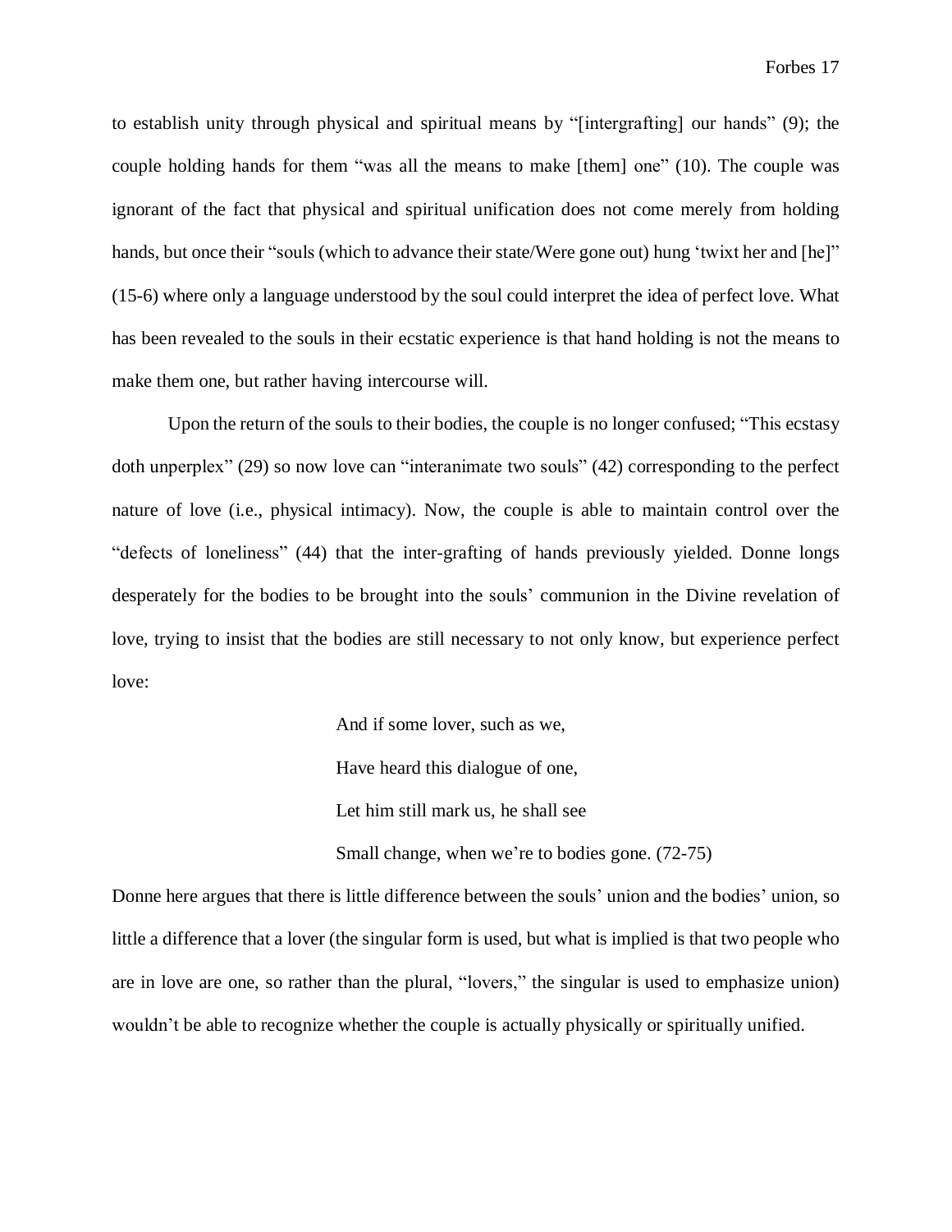to establish unity through physical and spiritual means by "[intergrafting] our hands" (9); the couple holding hands for them "was all the means to make [them] one" (10). The couple was ignorant of the fact that physical and spiritual unification does not come merely from holding hands, but once their "souls (which to advance their state/Were gone out) hung 'twixt her and [he]" (15-6) where only a language understood by the soul could interpret the idea of perfect love. What has been revealed to the souls in their ecstatic experience is that hand holding is not the means to make them one, but rather having intercourse will.

Upon the return of the souls to their bodies, the couple is no longer confused; "This ecstasy doth unperplex" (29) so now love can "interanimate two souls" (42) corresponding to the perfect nature of love (i.e., physical intimacy). Now, the couple is able to maintain control over the "defects of loneliness" (44) that the inter-grafting of hands previously yielded. Donne longs desperately for the bodies to be brought into the souls' communion in the Divine revelation of love, trying to insist that the bodies are still necessary to not only know, but experience perfect love:

> And if some lover, such as we,
>
> Have heard this dialogue of one,
>
> Let him still mark us, he shall see
>
> Small change, when we're to bodies gone. (72-75)

Donne here argues that there is little difference between the souls' union and the bodies' union, so little a difference that a lover (the singular form is used, but what is implied is that two people who are in love are one, so rather than the plural, "lovers," the singular is used to emphasize union) wouldn't be able to recognize whether the couple is actually physically or spiritually unified.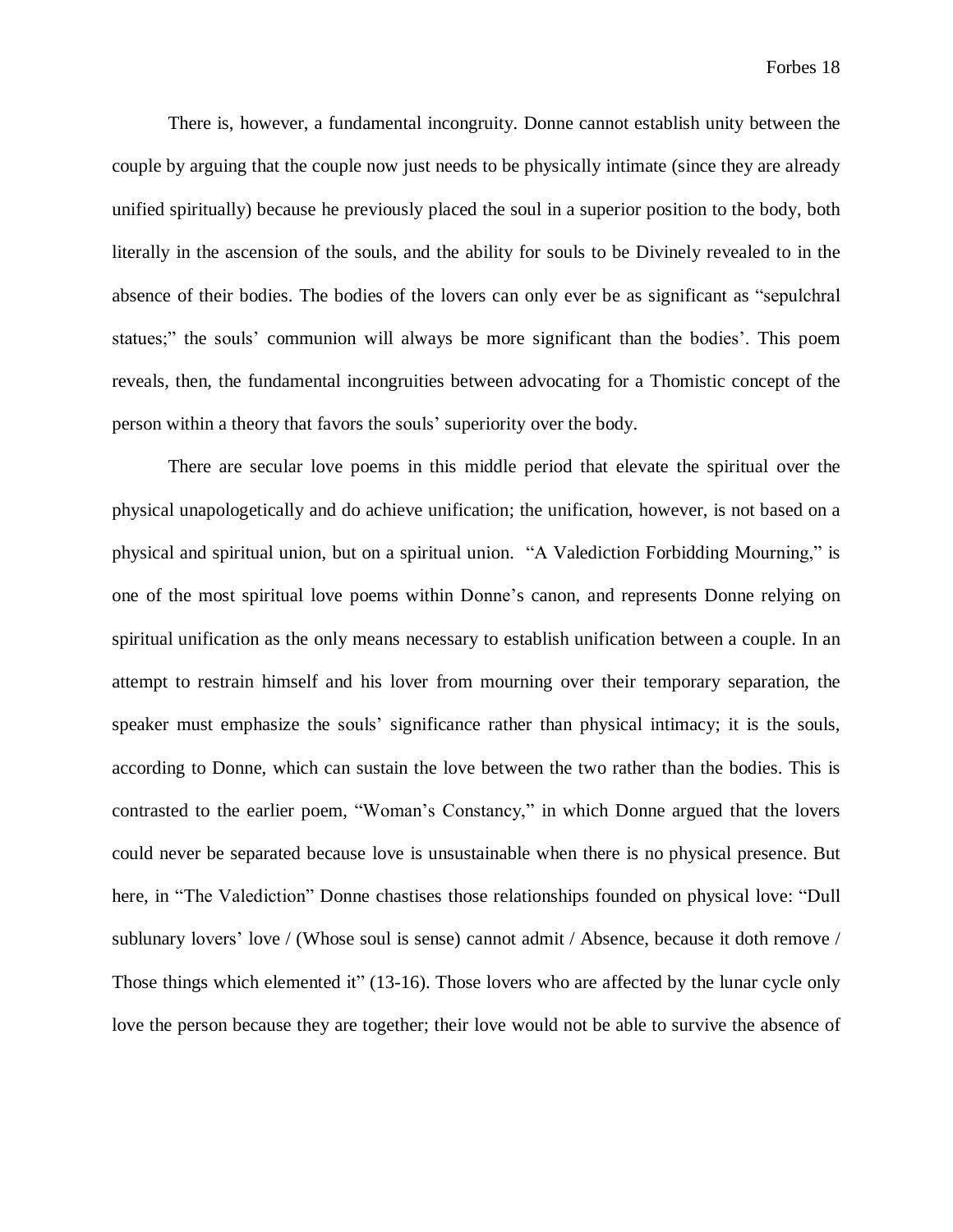There is, however, a fundamental incongruity. Donne cannot establish unity between the couple by arguing that the couple now just needs to be physically intimate (since they are already unified spiritually) because he previously placed the soul in a superior position to the body, both literally in the ascension of the souls, and the ability for souls to be Divinely revealed to in the absence of their bodies. The bodies of the lovers can only ever be as significant as "sepulchral statues;" the souls' communion will always be more significant than the bodies'. This poem reveals, then, the fundamental incongruities between advocating for a Thomistic concept of the person within a theory that favors the souls' superiority over the body.

There are secular love poems in this middle period that elevate the spiritual over the physical unapologetically and do achieve unification; the unification, however, is not based on a physical and spiritual union, but on a spiritual union. "A Valediction Forbidding Mourning," is one of the most spiritual love poems within Donne's canon, and represents Donne relying on spiritual unification as the only means necessary to establish unification between a couple. In an attempt to restrain himself and his lover from mourning over their temporary separation, the speaker must emphasize the souls' significance rather than physical intimacy; it is the souls, according to Donne, which can sustain the love between the two rather than the bodies. This is contrasted to the earlier poem, "Woman's Constancy," in which Donne argued that the lovers could never be separated because love is unsustainable when there is no physical presence. But here, in "The Valediction" Donne chastises those relationships founded on physical love: "Dull sublunary lovers' love / (Whose soul is sense) cannot admit / Absence, because it doth remove / Those things which elemented it" (13-16). Those lovers who are affected by the lunar cycle only love the person because they are together; their love would not be able to survive the absence of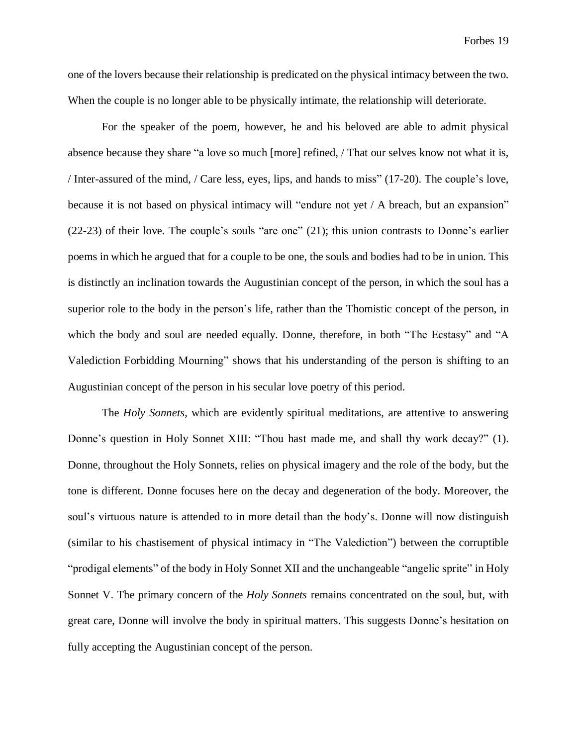one of the lovers because their relationship is predicated on the physical intimacy between the two. When the couple is no longer able to be physically intimate, the relationship will deteriorate.

For the speaker of the poem, however, he and his beloved are able to admit physical absence because they share "a love so much [more] refined, / That our selves know not what it is, / Inter-assured of the mind, / Care less, eyes, lips, and hands to miss" (17-20). The couple's love, because it is not based on physical intimacy will "endure not yet / A breach, but an expansion" (22-23) of their love. The couple's souls "are one" (21); this union contrasts to Donne's earlier poems in which he argued that for a couple to be one, the souls and bodies had to be in union. This is distinctly an inclination towards the Augustinian concept of the person, in which the soul has a superior role to the body in the person's life, rather than the Thomistic concept of the person, in which the body and soul are needed equally. Donne, therefore, in both "The Ecstasy" and "A Valediction Forbidding Mourning" shows that his understanding of the person is shifting to an Augustinian concept of the person in his secular love poetry of this period.

The *Holy Sonnets*, which are evidently spiritual meditations, are attentive to answering Donne's question in Holy Sonnet XIII: "Thou hast made me, and shall thy work decay?" (1). Donne, throughout the Holy Sonnets, relies on physical imagery and the role of the body, but the tone is different. Donne focuses here on the decay and degeneration of the body. Moreover, the soul's virtuous nature is attended to in more detail than the body's. Donne will now distinguish (similar to his chastisement of physical intimacy in "The Valediction") between the corruptible "prodigal elements" of the body in Holy Sonnet XII and the unchangeable "angelic sprite" in Holy Sonnet V. The primary concern of the *Holy Sonnets* remains concentrated on the soul, but, with great care, Donne will involve the body in spiritual matters. This suggests Donne's hesitation on fully accepting the Augustinian concept of the person.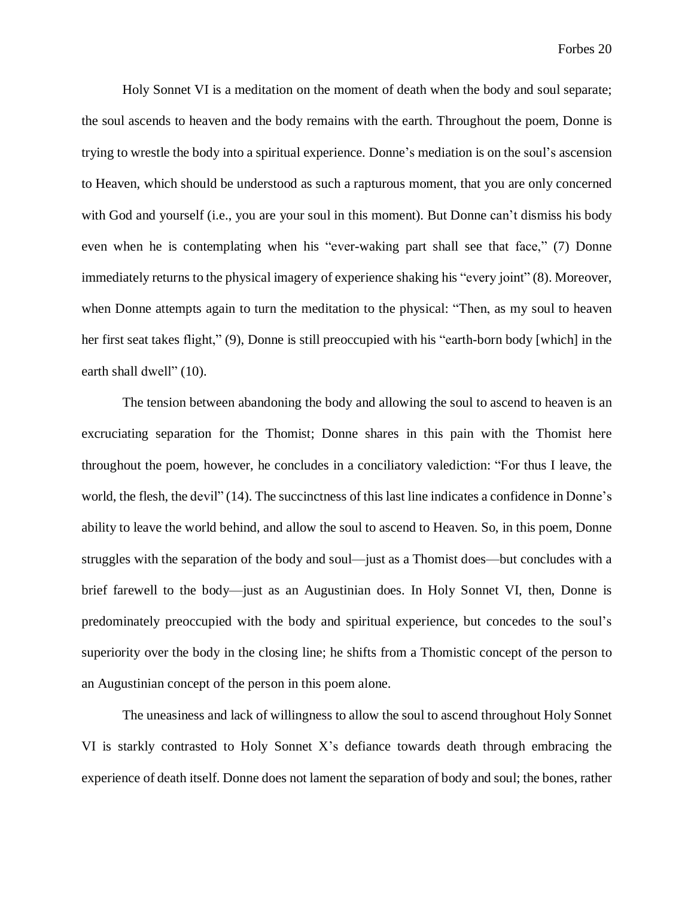Holy Sonnet VI is a meditation on the moment of death when the body and soul separate; the soul ascends to heaven and the body remains with the earth. Throughout the poem, Donne is trying to wrestle the body into a spiritual experience. Donne's mediation is on the soul's ascension to Heaven, which should be understood as such a rapturous moment, that you are only concerned with God and yourself (i.e., you are your soul in this moment). But Donne can't dismiss his body even when he is contemplating when his "ever-waking part shall see that face," (7) Donne immediately returns to the physical imagery of experience shaking his "every joint" (8). Moreover, when Donne attempts again to turn the meditation to the physical: "Then, as my soul to heaven her first seat takes flight," (9), Donne is still preoccupied with his "earth-born body [which] in the earth shall dwell" (10).

The tension between abandoning the body and allowing the soul to ascend to heaven is an excruciating separation for the Thomist; Donne shares in this pain with the Thomist here throughout the poem, however, he concludes in a conciliatory valediction: "For thus I leave, the world, the flesh, the devil" (14). The succinctness of this last line indicates a confidence in Donne's ability to leave the world behind, and allow the soul to ascend to Heaven. So, in this poem, Donne struggles with the separation of the body and soul—just as a Thomist does—but concludes with a brief farewell to the body—just as an Augustinian does. In Holy Sonnet VI, then, Donne is predominately preoccupied with the body and spiritual experience, but concedes to the soul's superiority over the body in the closing line; he shifts from a Thomistic concept of the person to an Augustinian concept of the person in this poem alone.

The uneasiness and lack of willingness to allow the soul to ascend throughout Holy Sonnet VI is starkly contrasted to Holy Sonnet X's defiance towards death through embracing the experience of death itself. Donne does not lament the separation of body and soul; the bones, rather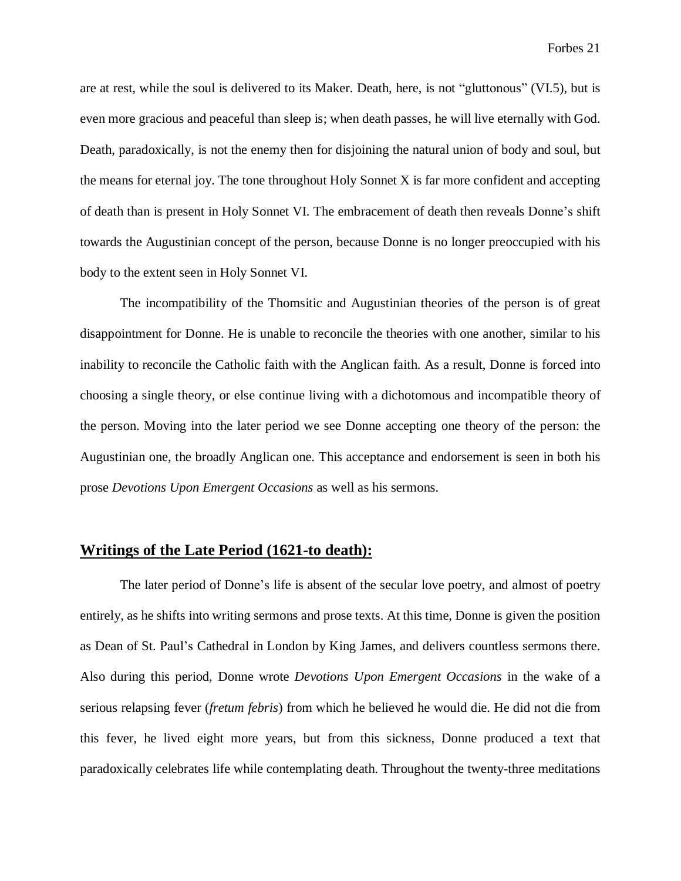are at rest, while the soul is delivered to its Maker. Death, here, is not "gluttonous" (VI.5), but is even more gracious and peaceful than sleep is; when death passes, he will live eternally with God. Death, paradoxically, is not the enemy then for disjoining the natural union of body and soul, but the means for eternal joy. The tone throughout Holy Sonnet X is far more confident and accepting of death than is present in Holy Sonnet VI. The embracement of death then reveals Donne's shift towards the Augustinian concept of the person, because Donne is no longer preoccupied with his body to the extent seen in Holy Sonnet VI.

The incompatibility of the Thomsitic and Augustinian theories of the person is of great disappointment for Donne. He is unable to reconcile the theories with one another, similar to his inability to reconcile the Catholic faith with the Anglican faith. As a result, Donne is forced into choosing a single theory, or else continue living with a dichotomous and incompatible theory of the person. Moving into the later period we see Donne accepting one theory of the person: the Augustinian one, the broadly Anglican one. This acceptance and endorsement is seen in both his prose *Devotions Upon Emergent Occasions* as well as his sermons.

## **Writings of the Late Period (1621-to death):**

The later period of Donne's life is absent of the secular love poetry, and almost of poetry entirely, as he shifts into writing sermons and prose texts. At this time, Donne is given the position as Dean of St. Paul's Cathedral in London by King James, and delivers countless sermons there. Also during this period, Donne wrote *Devotions Upon Emergent Occasions* in the wake of a serious relapsing fever (*fretum febris*) from which he believed he would die. He did not die from this fever, he lived eight more years, but from this sickness, Donne produced a text that paradoxically celebrates life while contemplating death. Throughout the twenty-three meditations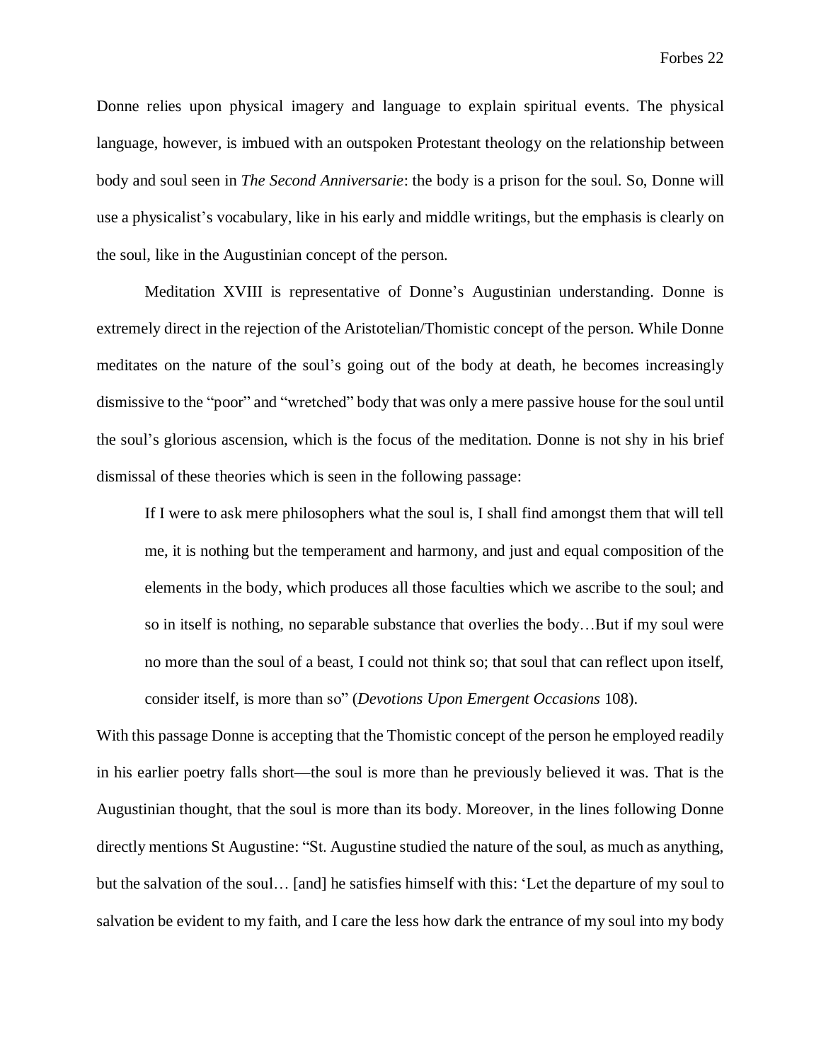Donne relies upon physical imagery and language to explain spiritual events. The physical language, however, is imbued with an outspoken Protestant theology on the relationship between body and soul seen in *The Second Anniversarie*: the body is a prison for the soul. So, Donne will use a physicalist's vocabulary, like in his early and middle writings, but the emphasis is clearly on the soul, like in the Augustinian concept of the person.

Meditation XVIII is representative of Donne's Augustinian understanding. Donne is extremely direct in the rejection of the Aristotelian/Thomistic concept of the person. While Donne meditates on the nature of the soul's going out of the body at death, he becomes increasingly dismissive to the "poor" and "wretched" body that was only a mere passive house for the soul until the soul's glorious ascension, which is the focus of the meditation. Donne is not shy in his brief dismissal of these theories which is seen in the following passage:

> If I were to ask mere philosophers what the soul is, I shall find amongst them that will tell me, it is nothing but the temperament and harmony, and just and equal composition of the elements in the body, which produces all those faculties which we ascribe to the soul; and so in itself is nothing, no separable substance that overlies the body…But if my soul were no more than the soul of a beast, I could not think so; that soul that can reflect upon itself, consider itself, is more than so" (*Devotions Upon Emergent Occasions* 108).

With this passage Donne is accepting that the Thomistic concept of the person he employed readily in his earlier poetry falls short—the soul is more than he previously believed it was. That is the Augustinian thought, that the soul is more than its body. Moreover, in the lines following Donne directly mentions St Augustine: "St. Augustine studied the nature of the soul, as much as anything, but the salvation of the soul… [and] he satisfies himself with this: 'Let the departure of my soul to salvation be evident to my faith, and I care the less how dark the entrance of my soul into my body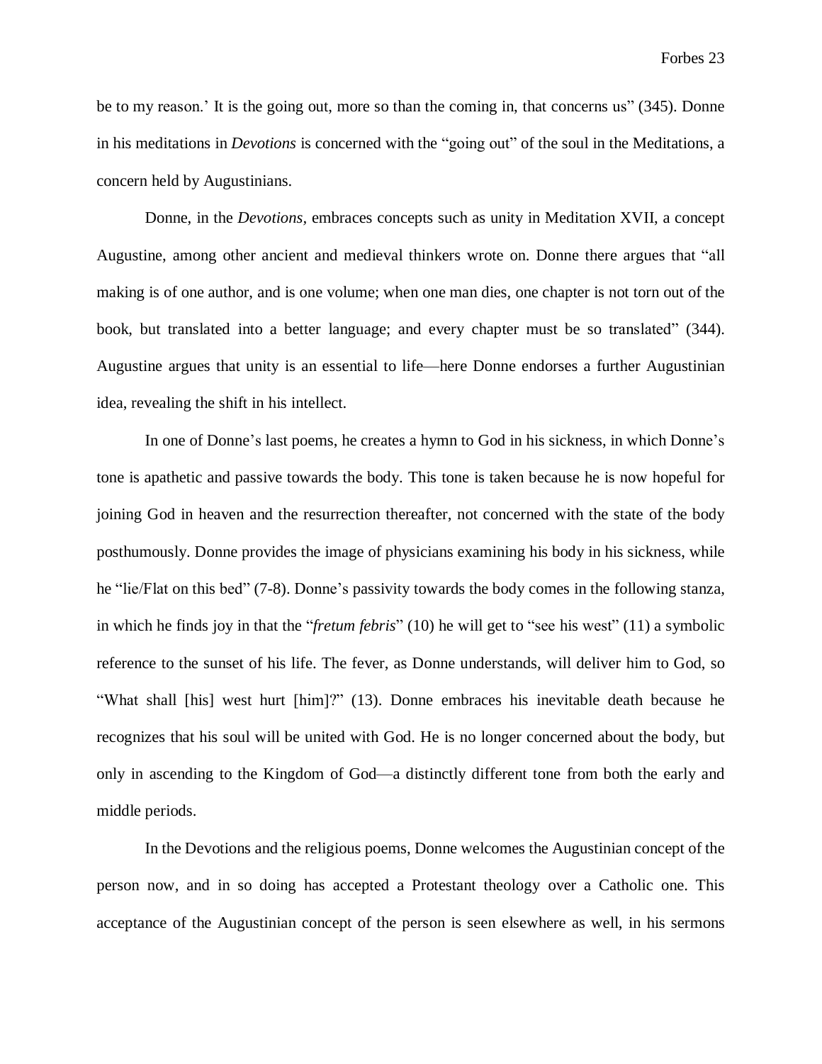be to my reason.' It is the going out, more so than the coming in, that concerns us" (345). Donne in his meditations in *Devotions* is concerned with the "going out" of the soul in the Meditations, a concern held by Augustinians.

Donne, in the *Devotions*, embraces concepts such as unity in Meditation XVII, a concept Augustine, among other ancient and medieval thinkers wrote on. Donne there argues that "all making is of one author, and is one volume; when one man dies, one chapter is not torn out of the book, but translated into a better language; and every chapter must be so translated" (344). Augustine argues that unity is an essential to life—here Donne endorses a further Augustinian idea, revealing the shift in his intellect.

In one of Donne's last poems, he creates a hymn to God in his sickness, in which Donne's tone is apathetic and passive towards the body. This tone is taken because he is now hopeful for joining God in heaven and the resurrection thereafter, not concerned with the state of the body posthumously. Donne provides the image of physicians examining his body in his sickness, while he "lie/Flat on this bed" (7-8). Donne's passivity towards the body comes in the following stanza, in which he finds joy in that the "*fretum febris*" (10) he will get to "see his west" (11) a symbolic reference to the sunset of his life. The fever, as Donne understands, will deliver him to God, so "What shall [his] west hurt [him]?" (13). Donne embraces his inevitable death because he recognizes that his soul will be united with God. He is no longer concerned about the body, but only in ascending to the Kingdom of God—a distinctly different tone from both the early and middle periods.

In the Devotions and the religious poems, Donne welcomes the Augustinian concept of the person now, and in so doing has accepted a Protestant theology over a Catholic one. This acceptance of the Augustinian concept of the person is seen elsewhere as well, in his sermons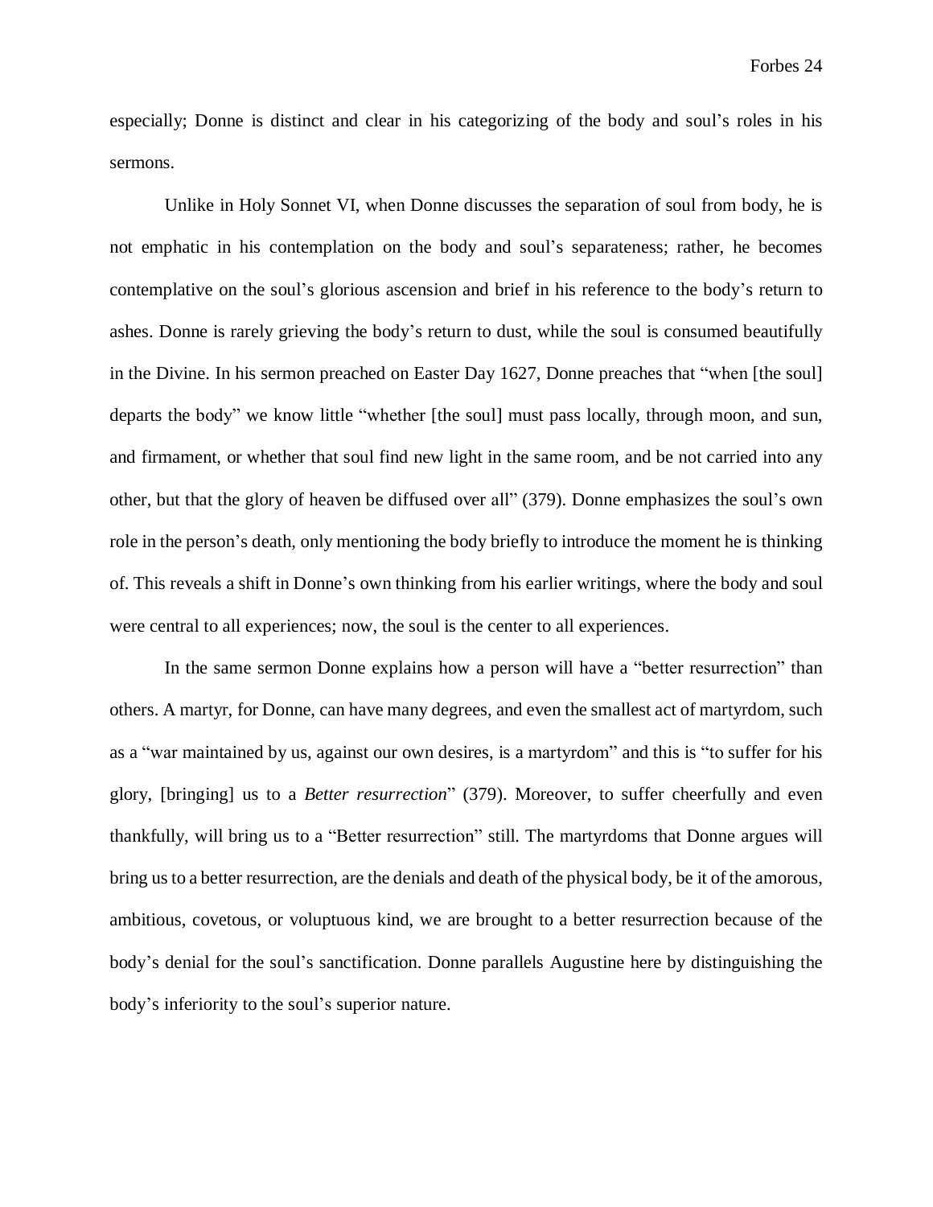especially; Donne is distinct and clear in his categorizing of the body and soul's roles in his sermons.

Unlike in Holy Sonnet VI, when Donne discusses the separation of soul from body, he is not emphatic in his contemplation on the body and soul's separateness; rather, he becomes contemplative on the soul's glorious ascension and brief in his reference to the body's return to ashes. Donne is rarely grieving the body's return to dust, while the soul is consumed beautifully in the Divine. In his sermon preached on Easter Day 1627, Donne preaches that "when [the soul] departs the body" we know little "whether [the soul] must pass locally, through moon, and sun, and firmament, or whether that soul find new light in the same room, and be not carried into any other, but that the glory of heaven be diffused over all" (379). Donne emphasizes the soul's own role in the person's death, only mentioning the body briefly to introduce the moment he is thinking of. This reveals a shift in Donne's own thinking from his earlier writings, where the body and soul were central to all experiences; now, the soul is the center to all experiences.

In the same sermon Donne explains how a person will have a "better resurrection" than others. A martyr, for Donne, can have many degrees, and even the smallest act of martyrdom, such as a "war maintained by us, against our own desires, is a martyrdom" and this is "to suffer for his glory, [bringing] us to a *Better resurrection*" (379). Moreover, to suffer cheerfully and even thankfully, will bring us to a "Better resurrection" still. The martyrdoms that Donne argues will bring us to a better resurrection, are the denials and death of the physical body, be it of the amorous, ambitious, covetous, or voluptuous kind, we are brought to a better resurrection because of the body's denial for the soul's sanctification. Donne parallels Augustine here by distinguishing the body's inferiority to the soul's superior nature.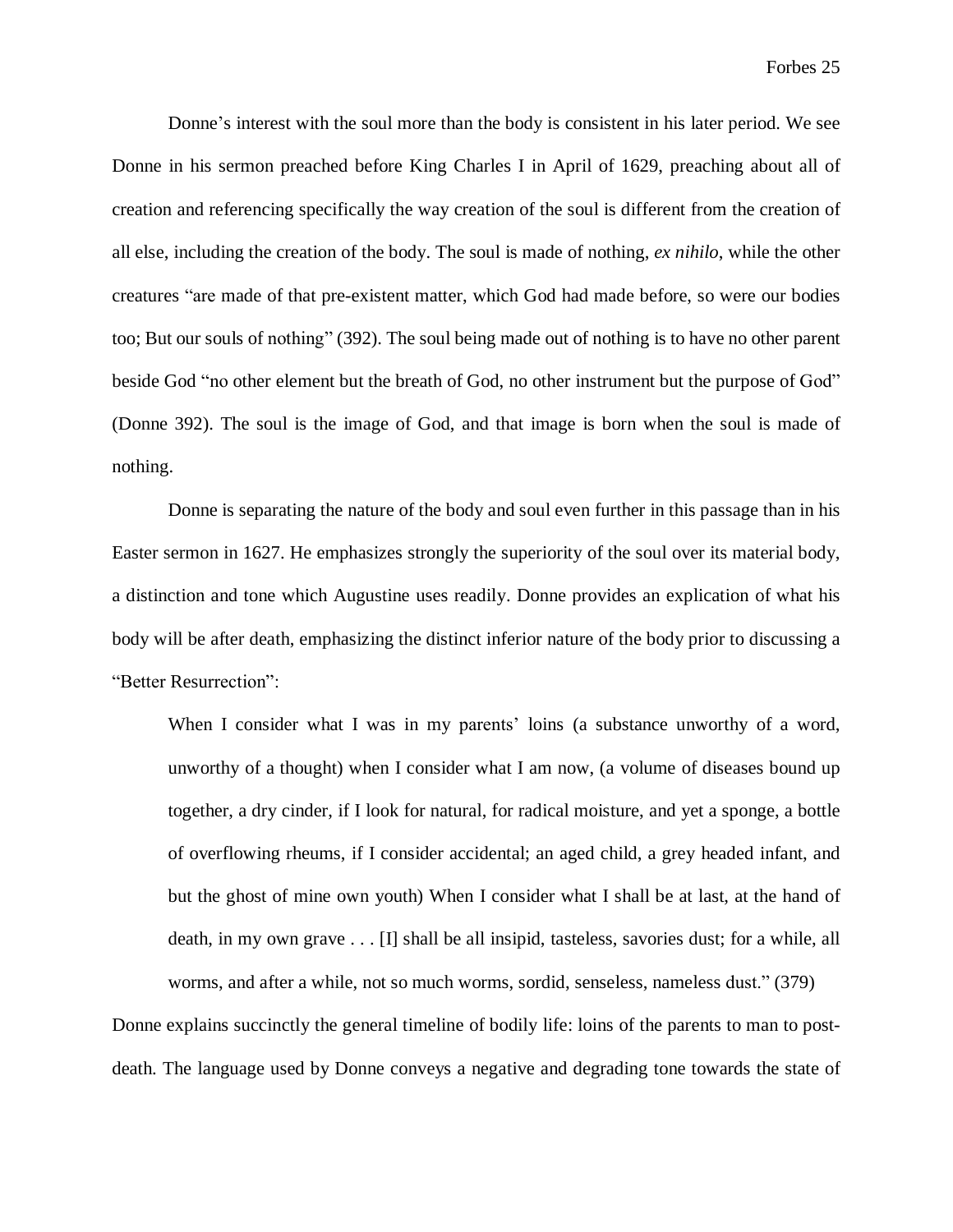Donne's interest with the soul more than the body is consistent in his later period. We see Donne in his sermon preached before King Charles I in April of 1629, preaching about all of creation and referencing specifically the way creation of the soul is different from the creation of all else, including the creation of the body. The soul is made of nothing, *ex nihilo*, while the other creatures "are made of that pre-existent matter, which God had made before, so were our bodies too; But our souls of nothing" (392). The soul being made out of nothing is to have no other parent beside God "no other element but the breath of God, no other instrument but the purpose of God" (Donne 392). The soul is the image of God, and that image is born when the soul is made of nothing.

Donne is separating the nature of the body and soul even further in this passage than in his Easter sermon in 1627. He emphasizes strongly the superiority of the soul over its material body, a distinction and tone which Augustine uses readily. Donne provides an explication of what his body will be after death, emphasizing the distinct inferior nature of the body prior to discussing a "Better Resurrection":

> When I consider what I was in my parents' loins (a substance unworthy of a word, unworthy of a thought) when I consider what I am now, (a volume of diseases bound up together, a dry cinder, if I look for natural, for radical moisture, and yet a sponge, a bottle of overflowing rheums, if I consider accidental; an aged child, a grey headed infant, and but the ghost of mine own youth) When I consider what I shall be at last, at the hand of death, in my own grave . . . [I] shall be all insipid, tasteless, savories dust; for a while, all worms, and after a while, not so much worms, sordid, senseless, nameless dust." (379)

Donne explains succinctly the general timeline of bodily life: loins of the parents to man to post-death. The language used by Donne conveys a negative and degrading tone towards the state of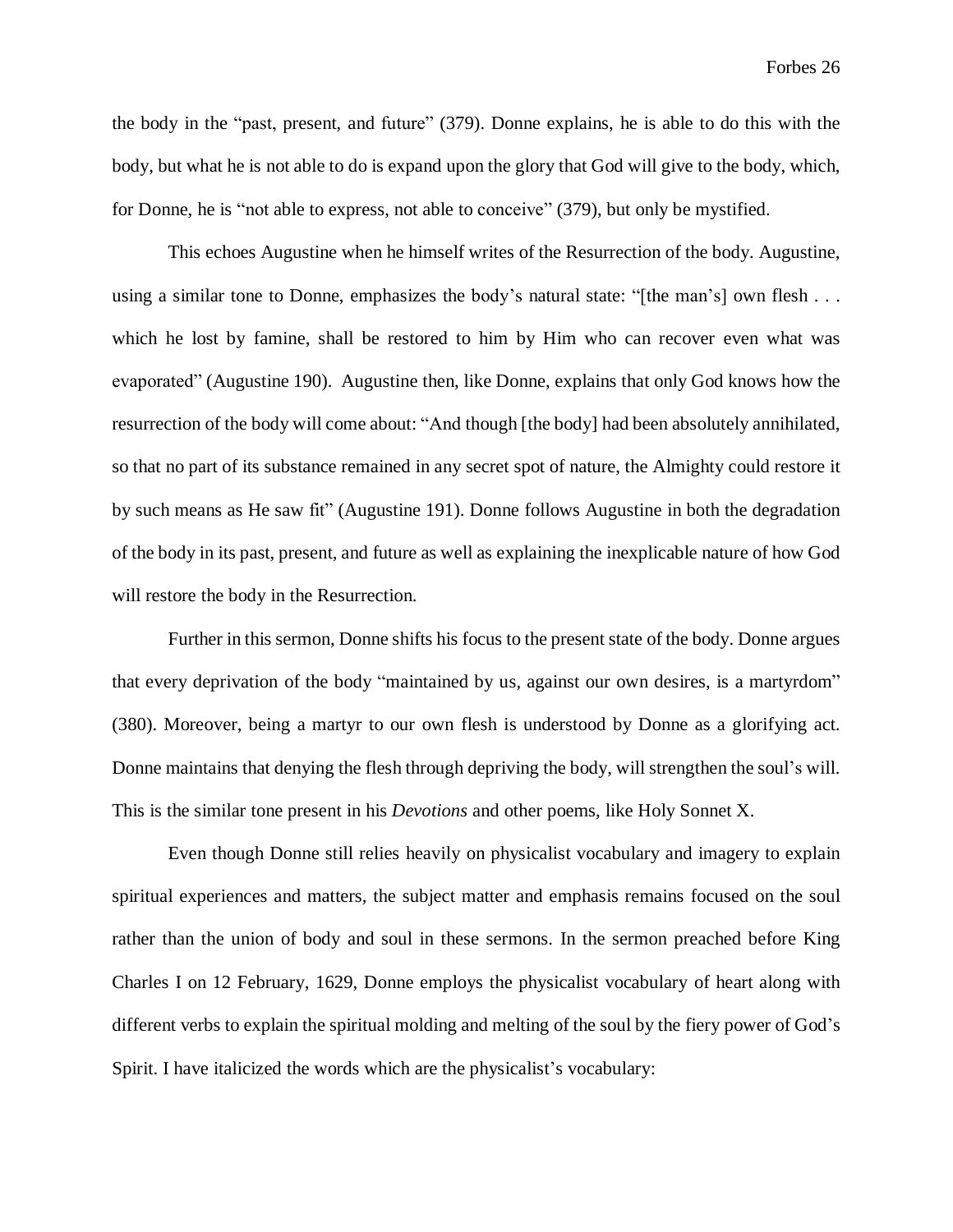the body in the "past, present, and future" (379). Donne explains, he is able to do this with the body, but what he is not able to do is expand upon the glory that God will give to the body, which, for Donne, he is "not able to express, not able to conceive" (379), but only be mystified.

This echoes Augustine when he himself writes of the Resurrection of the body. Augustine, using a similar tone to Donne, emphasizes the body's natural state: "[the man's] own flesh . . . which he lost by famine, shall be restored to him by Him who can recover even what was evaporated" (Augustine 190). Augustine then, like Donne, explains that only God knows how the resurrection of the body will come about: "And though [the body] had been absolutely annihilated, so that no part of its substance remained in any secret spot of nature, the Almighty could restore it by such means as He saw fit" (Augustine 191). Donne follows Augustine in both the degradation of the body in its past, present, and future as well as explaining the inexplicable nature of how God will restore the body in the Resurrection.

Further in this sermon, Donne shifts his focus to the present state of the body. Donne argues that every deprivation of the body "maintained by us, against our own desires, is a martyrdom" (380). Moreover, being a martyr to our own flesh is understood by Donne as a glorifying act. Donne maintains that denying the flesh through depriving the body, will strengthen the soul's will. This is the similar tone present in his *Devotions* and other poems, like Holy Sonnet X.

Even though Donne still relies heavily on physicalist vocabulary and imagery to explain spiritual experiences and matters, the subject matter and emphasis remains focused on the soul rather than the union of body and soul in these sermons. In the sermon preached before King Charles I on 12 February, 1629, Donne employs the physicalist vocabulary of heart along with different verbs to explain the spiritual molding and melting of the soul by the fiery power of God's Spirit. I have italicized the words which are the physicalist's vocabulary: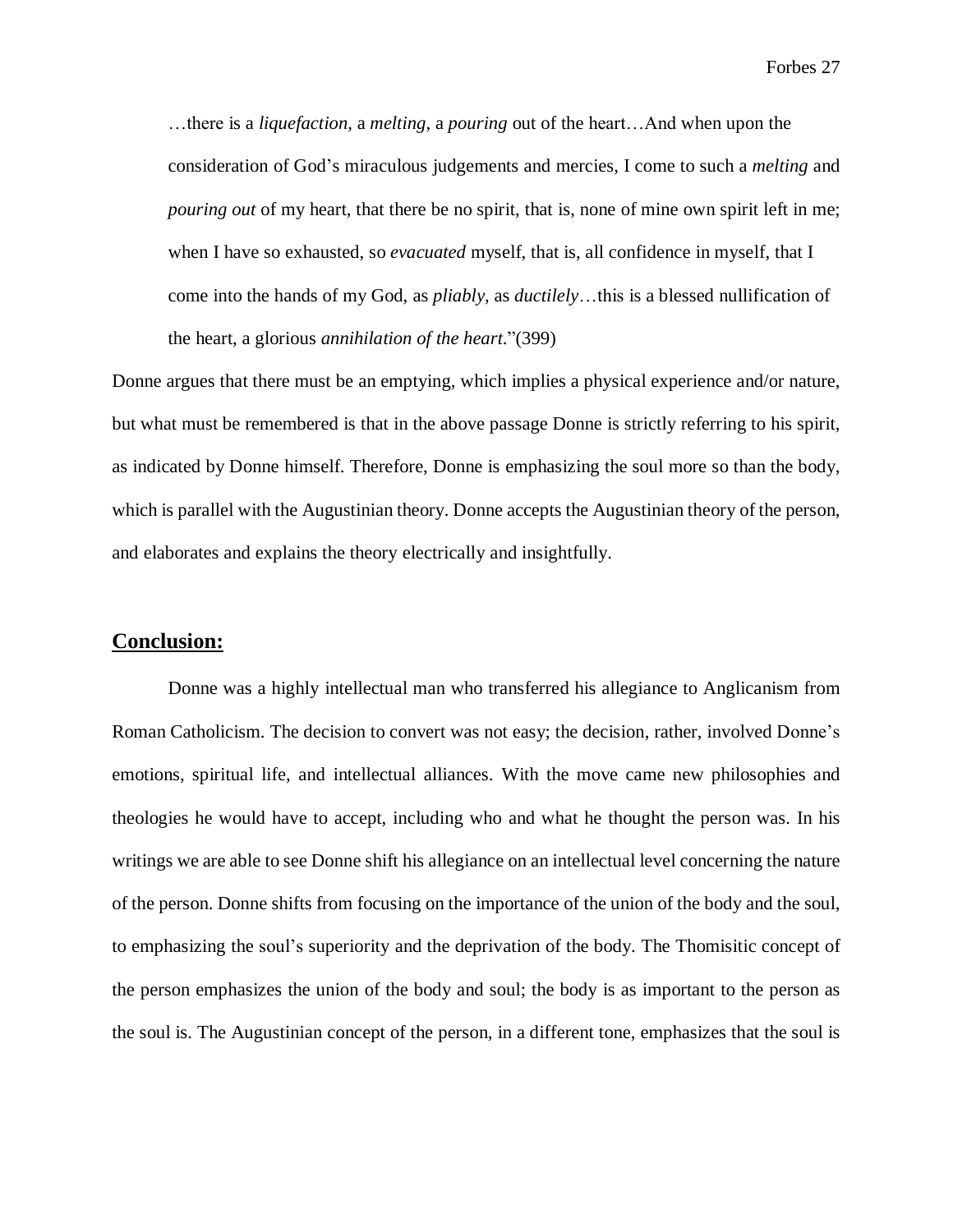> …there is a *liquefaction*, a *melting*, a *pouring* out of the heart…And when upon the consideration of God's miraculous judgements and mercies, I come to such a *melting* and *pouring out* of my heart, that there be no spirit, that is, none of mine own spirit left in me; when I have so exhausted, so *evacuated* myself, that is, all confidence in myself, that I come into the hands of my God, as *pliably*, as *ductilely*…this is a blessed nullification of the heart, a glorious *annihilation of the heart.*"(399)

Donne argues that there must be an emptying, which implies a physical experience and/or nature, but what must be remembered is that in the above passage Donne is strictly referring to his spirit, as indicated by Donne himself. Therefore, Donne is emphasizing the soul more so than the body, which is parallel with the Augustinian theory. Donne accepts the Augustinian theory of the person, and elaborates and explains the theory electrically and insightfully.

## Conclusion:

Donne was a highly intellectual man who transferred his allegiance to Anglicanism from Roman Catholicism. The decision to convert was not easy; the decision, rather, involved Donne's emotions, spiritual life, and intellectual alliances. With the move came new philosophies and theologies he would have to accept, including who and what he thought the person was. In his writings we are able to see Donne shift his allegiance on an intellectual level concerning the nature of the person. Donne shifts from focusing on the importance of the union of the body and the soul, to emphasizing the soul's superiority and the deprivation of the body. The Thomisitic concept of the person emphasizes the union of the body and soul; the body is as important to the person as the soul is. The Augustinian concept of the person, in a different tone, emphasizes that the soul is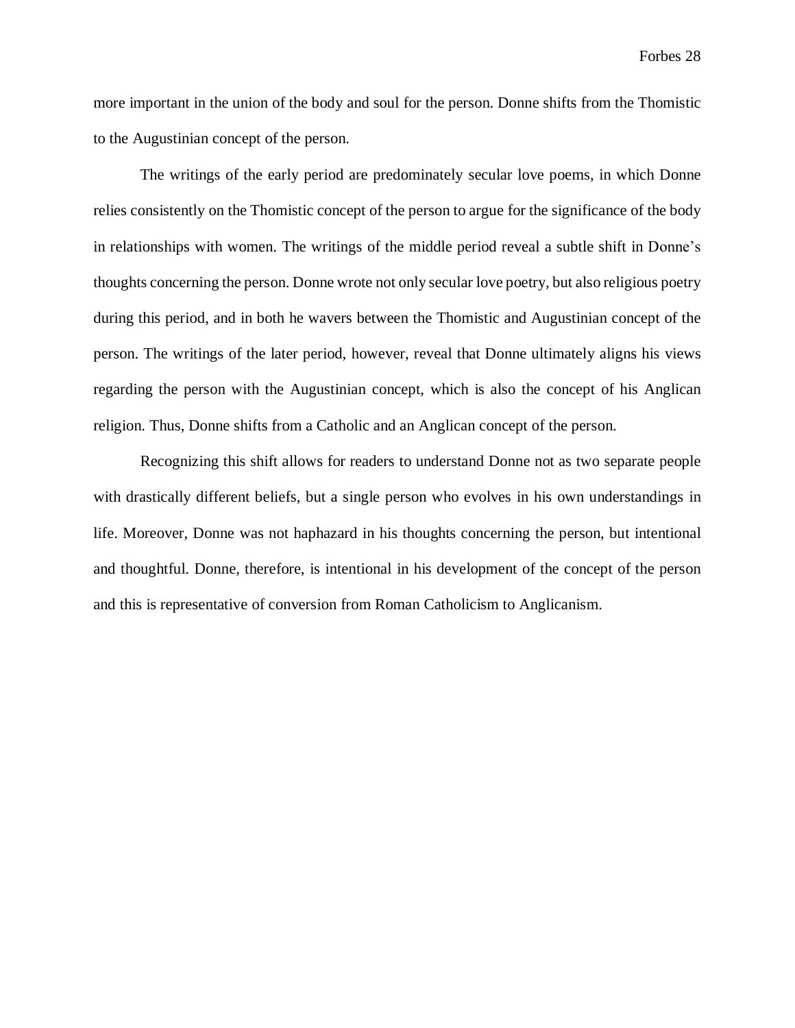more important in the union of the body and soul for the person. Donne shifts from the Thomistic to the Augustinian concept of the person.

The writings of the early period are predominately secular love poems, in which Donne relies consistently on the Thomistic concept of the person to argue for the significance of the body in relationships with women. The writings of the middle period reveal a subtle shift in Donne's thoughts concerning the person. Donne wrote not only secular love poetry, but also religious poetry during this period, and in both he wavers between the Thomistic and Augustinian concept of the person. The writings of the later period, however, reveal that Donne ultimately aligns his views regarding the person with the Augustinian concept, which is also the concept of his Anglican religion. Thus, Donne shifts from a Catholic and an Anglican concept of the person.

Recognizing this shift allows for readers to understand Donne not as two separate people with drastically different beliefs, but a single person who evolves in his own understandings in life. Moreover, Donne was not haphazard in his thoughts concerning the person, but intentional and thoughtful. Donne, therefore, is intentional in his development of the concept of the person and this is representative of conversion from Roman Catholicism to Anglicanism.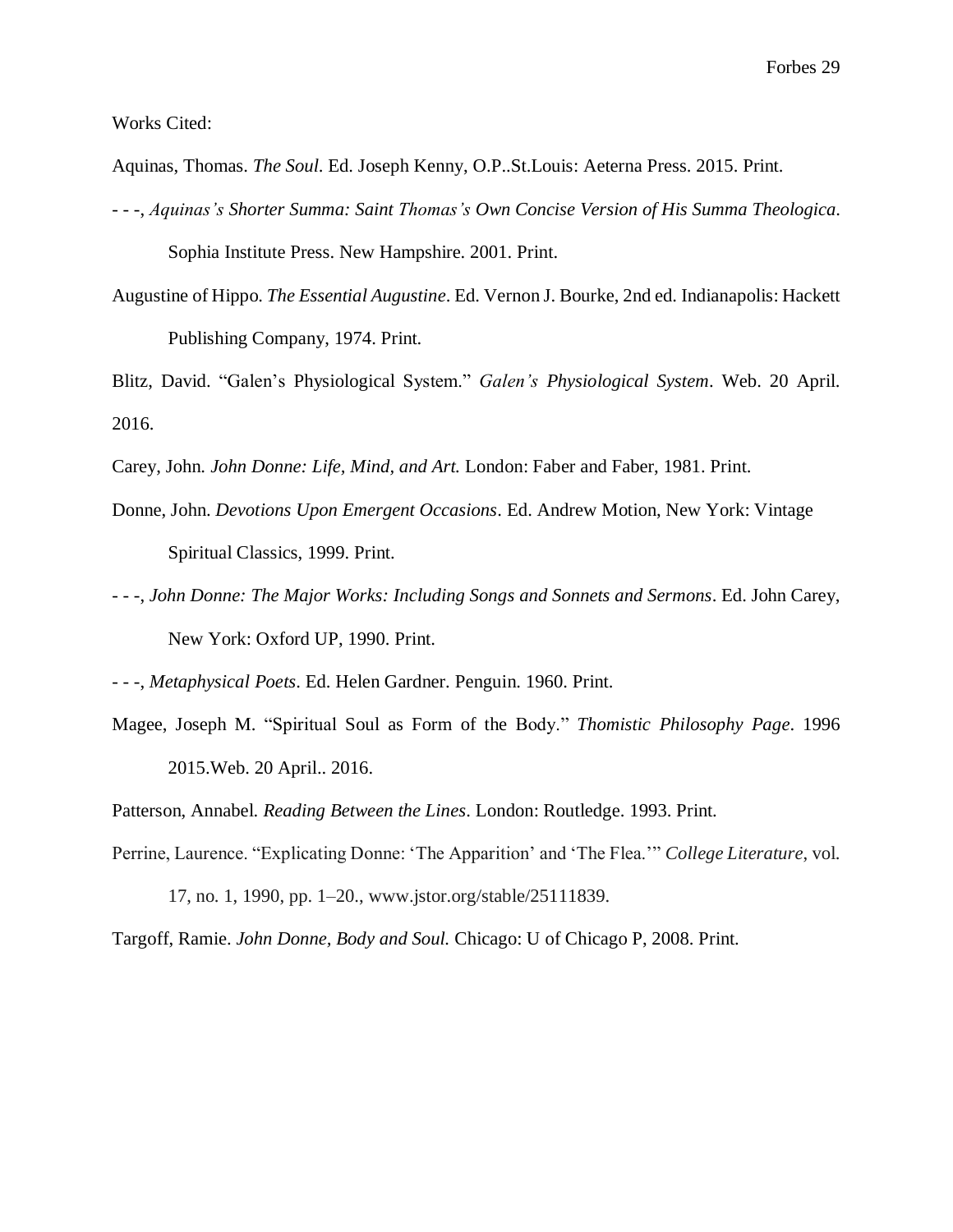Works Cited:

Aquinas, Thomas. *The Soul*. Ed. Joseph Kenny, O.P..St.Louis: Aeterna Press. 2015. Print.

- - -, *Aquinas's Shorter Summa: Saint Thomas's Own Concise Version of His Summa Theologica*. Sophia Institute Press. New Hampshire. 2001. Print.

Augustine of Hippo. *The Essential Augustine*. Ed. Vernon J. Bourke, 2nd ed. Indianapolis: Hackett Publishing Company, 1974. Print.

Blitz, David. "Galen's Physiological System." *Galen's Physiological System*. Web. 20 April. 2016.

Carey, John. *John Donne: Life, Mind, and Art.* London: Faber and Faber, 1981. Print.

Donne, John. *Devotions Upon Emergent Occasions*. Ed. Andrew Motion, New York: Vintage Spiritual Classics, 1999. Print.

- - -, *John Donne: The Major Works: Including Songs and Sonnets and Sermons*. Ed. John Carey, New York: Oxford UP, 1990. Print.

- - -, *Metaphysical Poets*. Ed. Helen Gardner. Penguin. 1960. Print.

Magee, Joseph M. "Spiritual Soul as Form of the Body." *Thomistic Philosophy Page*. 1996 2015.Web. 20 April.. 2016.

Patterson, Annabel. *Reading Between the Lines*. London: Routledge. 1993. Print.

Perrine, Laurence. "Explicating Donne: 'The Apparition' and 'The Flea.'" *College Literature*, vol. 17, no. 1, 1990, pp. 1–20., www.jstor.org/stable/25111839.

Targoff, Ramie. *John Donne, Body and Soul.* Chicago: U of Chicago P, 2008. Print.